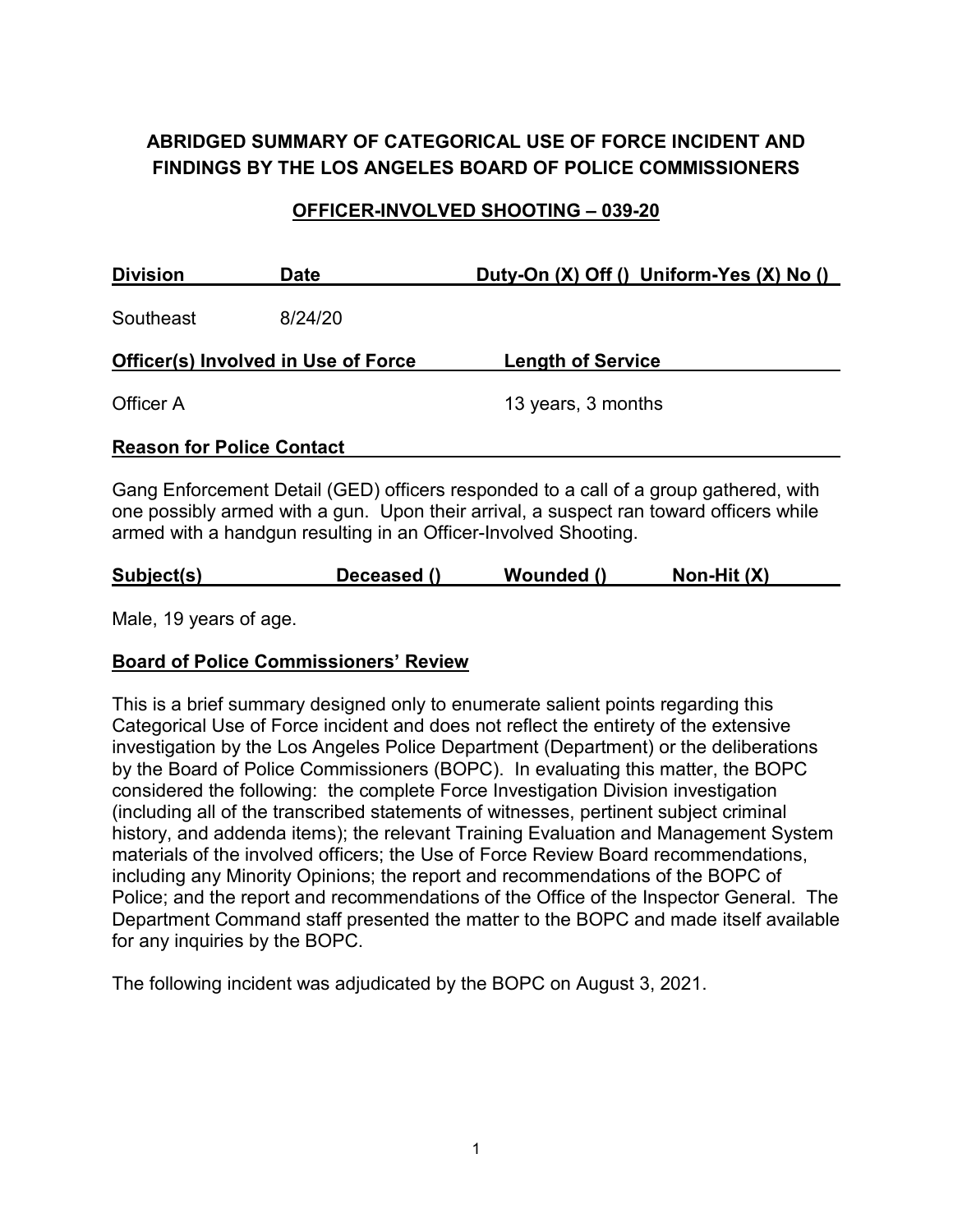# ABRIDGED SUMMARY OF CATEGORICAL USE OF FORCE INCIDENT AND FINDINGS BY THE LOS ANGELES BOARD OF POLICE COMMISSIONERS

## OFFICER-INVOLVED SHOOTING – 039-20

| Division | Date | Duty-On (X) Off () Uniform-Yes (X) No () |
|---|---|---|
| Southeast | 8/24/20 | |

| Officer(s) Involved in Use of Force | Length of Service |
|---|---|
| Officer A | 13 years, 3 months |

**Reason for Police Contact**

Gang Enforcement Detail (GED) officers responded to a call of a group gathered, with one possibly armed with a gun. Upon their arrival, a suspect ran toward officers while armed with a handgun resulting in an Officer-Involved Shooting.

| Subject(s) | Deceased () | Wounded () | Non-Hit (X) |
|---|---|---|---|

Male, 19 years of age.

**Board of Police Commissioners' Review**

This is a brief summary designed only to enumerate salient points regarding this Categorical Use of Force incident and does not reflect the entirety of the extensive investigation by the Los Angeles Police Department (Department) or the deliberations by the Board of Police Commissioners (BOPC). In evaluating this matter, the BOPC considered the following: the complete Force Investigation Division investigation (including all of the transcribed statements of witnesses, pertinent subject criminal history, and addenda items); the relevant Training Evaluation and Management System materials of the involved officers; the Use of Force Review Board recommendations, including any Minority Opinions; the report and recommendations of the BOPC of Police; and the report and recommendations of the Office of the Inspector General. The Department Command staff presented the matter to the BOPC and made itself available for any inquiries by the BOPC.

The following incident was adjudicated by the BOPC on August 3, 2021.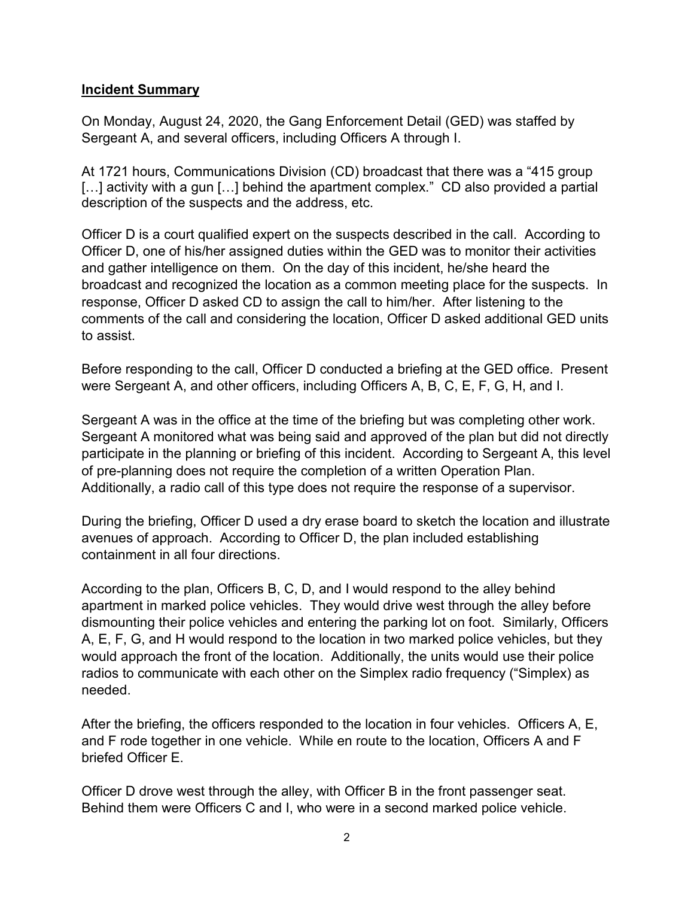**Incident Summary**

On Monday, August 24, 2020, the Gang Enforcement Detail (GED) was staffed by Sergeant A, and several officers, including Officers A through I.

At 1721 hours, Communications Division (CD) broadcast that there was a "415 group […] activity with a gun […] behind the apartment complex." CD also provided a partial description of the suspects and the address, etc.

Officer D is a court qualified expert on the suspects described in the call. According to Officer D, one of his/her assigned duties within the GED was to monitor their activities and gather intelligence on them. On the day of this incident, he/she heard the broadcast and recognized the location as a common meeting place for the suspects. In response, Officer D asked CD to assign the call to him/her. After listening to the comments of the call and considering the location, Officer D asked additional GED units to assist.

Before responding to the call, Officer D conducted a briefing at the GED office. Present were Sergeant A, and other officers, including Officers A, B, C, E, F, G, H, and I.

Sergeant A was in the office at the time of the briefing but was completing other work. Sergeant A monitored what was being said and approved of the plan but did not directly participate in the planning or briefing of this incident. According to Sergeant A, this level of pre-planning does not require the completion of a written Operation Plan. Additionally, a radio call of this type does not require the response of a supervisor.

During the briefing, Officer D used a dry erase board to sketch the location and illustrate avenues of approach. According to Officer D, the plan included establishing containment in all four directions.

According to the plan, Officers B, C, D, and I would respond to the alley behind apartment in marked police vehicles. They would drive west through the alley before dismounting their police vehicles and entering the parking lot on foot. Similarly, Officers A, E, F, G, and H would respond to the location in two marked police vehicles, but they would approach the front of the location. Additionally, the units would use their police radios to communicate with each other on the Simplex radio frequency ("Simplex) as needed.

After the briefing, the officers responded to the location in four vehicles. Officers A, E, and F rode together in one vehicle. While en route to the location, Officers A and F briefed Officer E.

Officer D drove west through the alley, with Officer B in the front passenger seat. Behind them were Officers C and I, who were in a second marked police vehicle.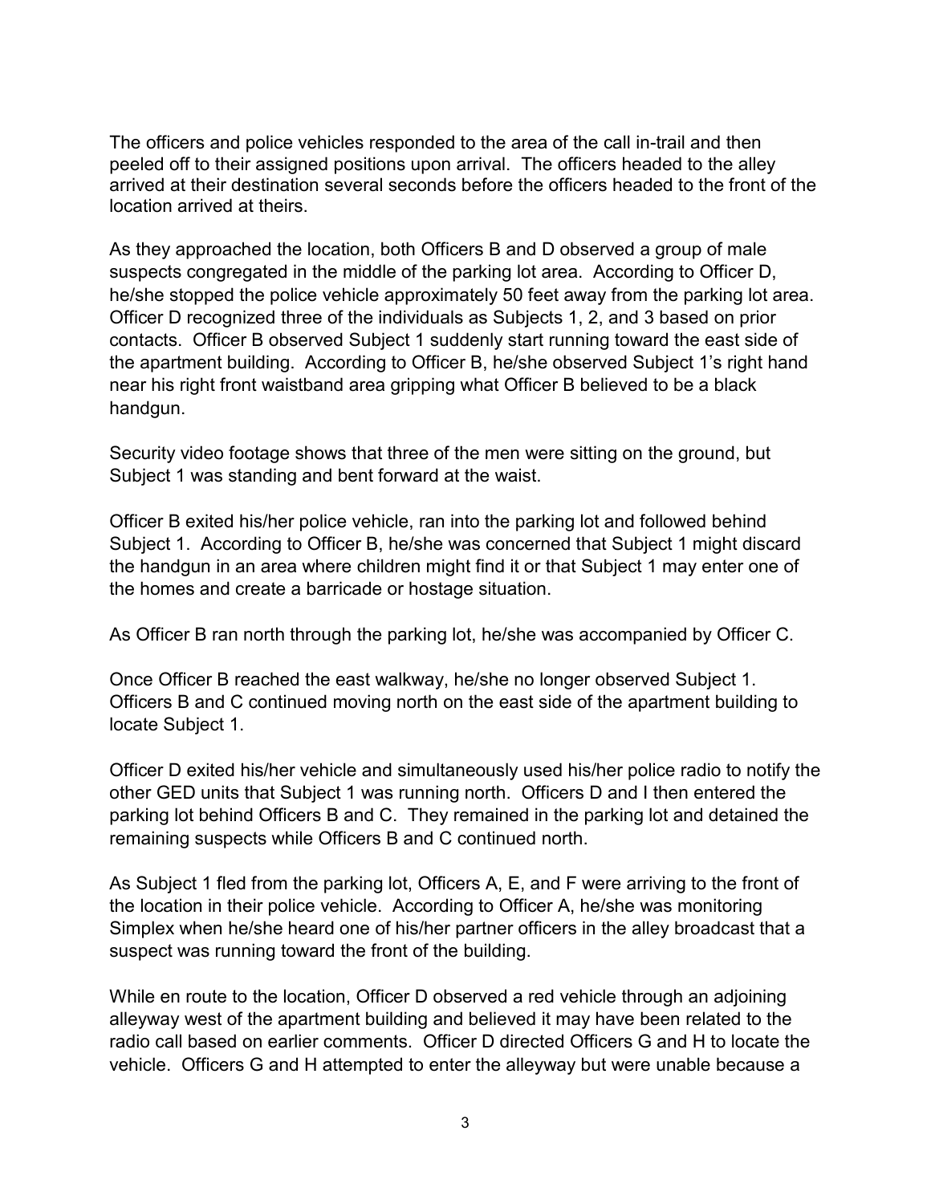The officers and police vehicles responded to the area of the call in-trail and then peeled off to their assigned positions upon arrival. The officers headed to the alley arrived at their destination several seconds before the officers headed to the front of the location arrived at theirs.

As they approached the location, both Officers B and D observed a group of male suspects congregated in the middle of the parking lot area. According to Officer D, he/she stopped the police vehicle approximately 50 feet away from the parking lot area. Officer D recognized three of the individuals as Subjects 1, 2, and 3 based on prior contacts. Officer B observed Subject 1 suddenly start running toward the east side of the apartment building. According to Officer B, he/she observed Subject 1's right hand near his right front waistband area gripping what Officer B believed to be a black handgun.

Security video footage shows that three of the men were sitting on the ground, but Subject 1 was standing and bent forward at the waist.

Officer B exited his/her police vehicle, ran into the parking lot and followed behind Subject 1. According to Officer B, he/she was concerned that Subject 1 might discard the handgun in an area where children might find it or that Subject 1 may enter one of the homes and create a barricade or hostage situation.

As Officer B ran north through the parking lot, he/she was accompanied by Officer C.

Once Officer B reached the east walkway, he/she no longer observed Subject 1. Officers B and C continued moving north on the east side of the apartment building to locate Subject 1.

Officer D exited his/her vehicle and simultaneously used his/her police radio to notify the other GED units that Subject 1 was running north. Officers D and I then entered the parking lot behind Officers B and C. They remained in the parking lot and detained the remaining suspects while Officers B and C continued north.

As Subject 1 fled from the parking lot, Officers A, E, and F were arriving to the front of the location in their police vehicle. According to Officer A, he/she was monitoring Simplex when he/she heard one of his/her partner officers in the alley broadcast that a suspect was running toward the front of the building.

While en route to the location, Officer D observed a red vehicle through an adjoining alleyway west of the apartment building and believed it may have been related to the radio call based on earlier comments. Officer D directed Officers G and H to locate the vehicle. Officers G and H attempted to enter the alleyway but were unable because a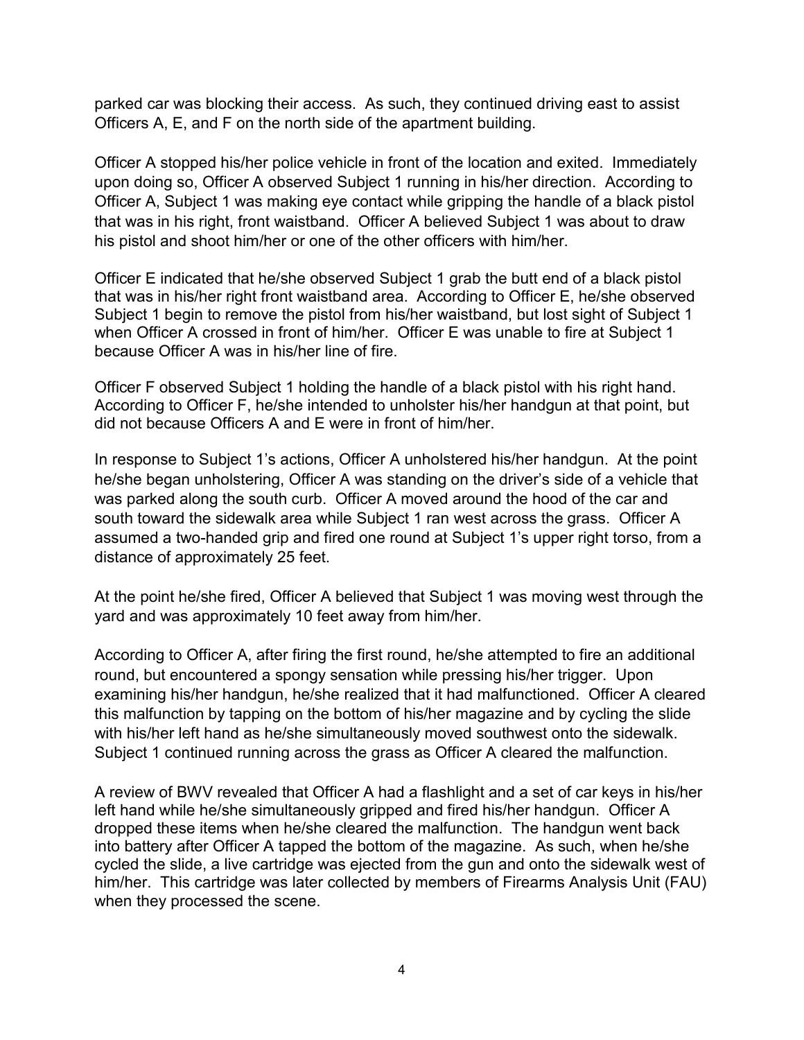parked car was blocking their access. As such, they continued driving east to assist Officers A, E, and F on the north side of the apartment building.

Officer A stopped his/her police vehicle in front of the location and exited. Immediately upon doing so, Officer A observed Subject 1 running in his/her direction. According to Officer A, Subject 1 was making eye contact while gripping the handle of a black pistol that was in his right, front waistband. Officer A believed Subject 1 was about to draw his pistol and shoot him/her or one of the other officers with him/her.

Officer E indicated that he/she observed Subject 1 grab the butt end of a black pistol that was in his/her right front waistband area. According to Officer E, he/she observed Subject 1 begin to remove the pistol from his/her waistband, but lost sight of Subject 1 when Officer A crossed in front of him/her. Officer E was unable to fire at Subject 1 because Officer A was in his/her line of fire.

Officer F observed Subject 1 holding the handle of a black pistol with his right hand. According to Officer F, he/she intended to unholster his/her handgun at that point, but did not because Officers A and E were in front of him/her.

In response to Subject 1's actions, Officer A unholstered his/her handgun. At the point he/she began unholstering, Officer A was standing on the driver's side of a vehicle that was parked along the south curb. Officer A moved around the hood of the car and south toward the sidewalk area while Subject 1 ran west across the grass. Officer A assumed a two-handed grip and fired one round at Subject 1's upper right torso, from a distance of approximately 25 feet.

At the point he/she fired, Officer A believed that Subject 1 was moving west through the yard and was approximately 10 feet away from him/her.

According to Officer A, after firing the first round, he/she attempted to fire an additional round, but encountered a spongy sensation while pressing his/her trigger. Upon examining his/her handgun, he/she realized that it had malfunctioned. Officer A cleared this malfunction by tapping on the bottom of his/her magazine and by cycling the slide with his/her left hand as he/she simultaneously moved southwest onto the sidewalk. Subject 1 continued running across the grass as Officer A cleared the malfunction.

A review of BWV revealed that Officer A had a flashlight and a set of car keys in his/her left hand while he/she simultaneously gripped and fired his/her handgun. Officer A dropped these items when he/she cleared the malfunction. The handgun went back into battery after Officer A tapped the bottom of the magazine. As such, when he/she cycled the slide, a live cartridge was ejected from the gun and onto the sidewalk west of him/her. This cartridge was later collected by members of Firearms Analysis Unit (FAU) when they processed the scene.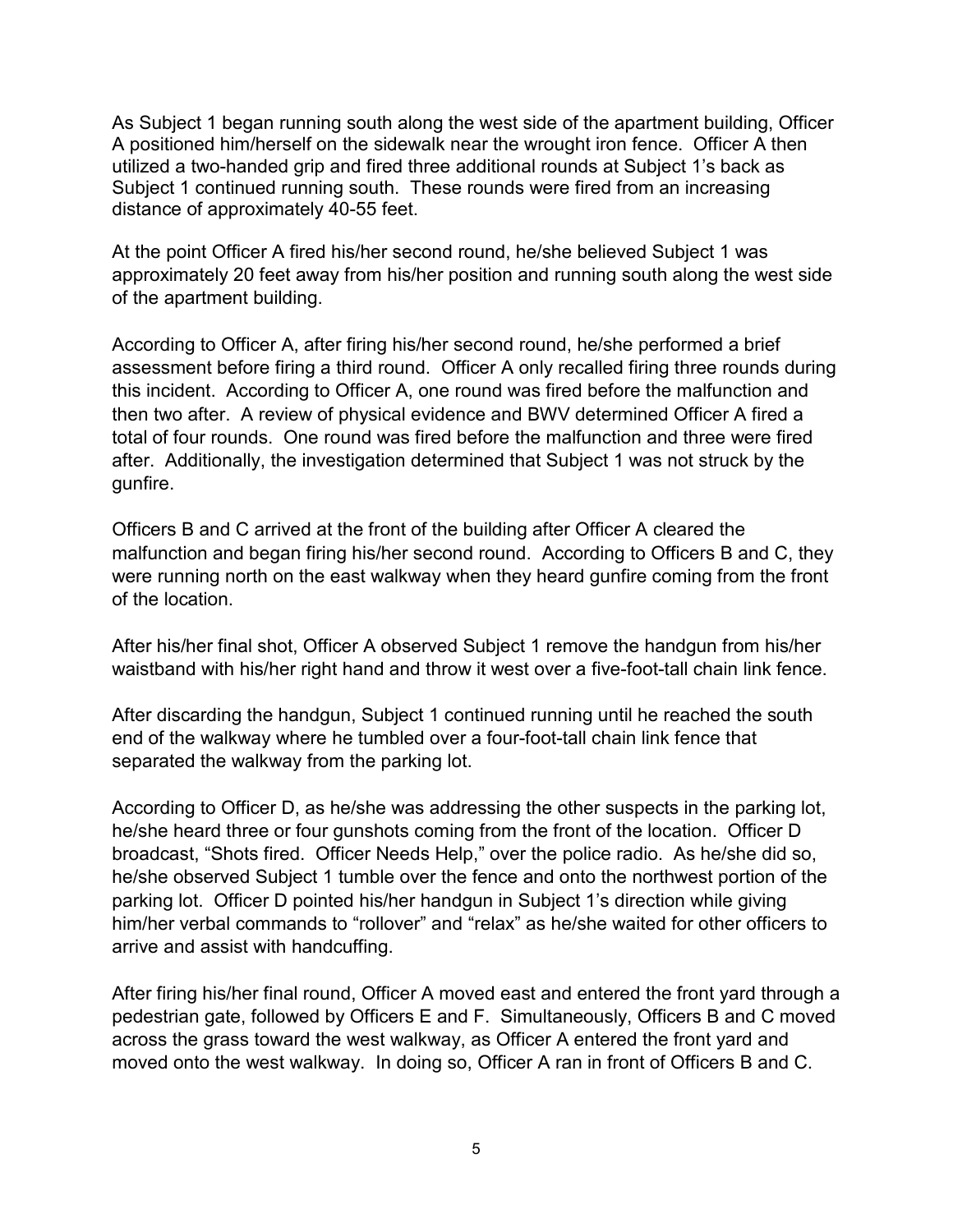As Subject 1 began running south along the west side of the apartment building, Officer A positioned him/herself on the sidewalk near the wrought iron fence. Officer A then utilized a two-handed grip and fired three additional rounds at Subject 1's back as Subject 1 continued running south. These rounds were fired from an increasing distance of approximately 40-55 feet.

At the point Officer A fired his/her second round, he/she believed Subject 1 was approximately 20 feet away from his/her position and running south along the west side of the apartment building.

According to Officer A, after firing his/her second round, he/she performed a brief assessment before firing a third round. Officer A only recalled firing three rounds during this incident. According to Officer A, one round was fired before the malfunction and then two after. A review of physical evidence and BWV determined Officer A fired a total of four rounds. One round was fired before the malfunction and three were fired after. Additionally, the investigation determined that Subject 1 was not struck by the gunfire.

Officers B and C arrived at the front of the building after Officer A cleared the malfunction and began firing his/her second round. According to Officers B and C, they were running north on the east walkway when they heard gunfire coming from the front of the location.

After his/her final shot, Officer A observed Subject 1 remove the handgun from his/her waistband with his/her right hand and throw it west over a five-foot-tall chain link fence.

After discarding the handgun, Subject 1 continued running until he reached the south end of the walkway where he tumbled over a four-foot-tall chain link fence that separated the walkway from the parking lot.

According to Officer D, as he/she was addressing the other suspects in the parking lot, he/she heard three or four gunshots coming from the front of the location. Officer D broadcast, "Shots fired. Officer Needs Help," over the police radio. As he/she did so, he/she observed Subject 1 tumble over the fence and onto the northwest portion of the parking lot. Officer D pointed his/her handgun in Subject 1's direction while giving him/her verbal commands to "rollover" and "relax" as he/she waited for other officers to arrive and assist with handcuffing.

After firing his/her final round, Officer A moved east and entered the front yard through a pedestrian gate, followed by Officers E and F. Simultaneously, Officers B and C moved across the grass toward the west walkway, as Officer A entered the front yard and moved onto the west walkway. In doing so, Officer A ran in front of Officers B and C.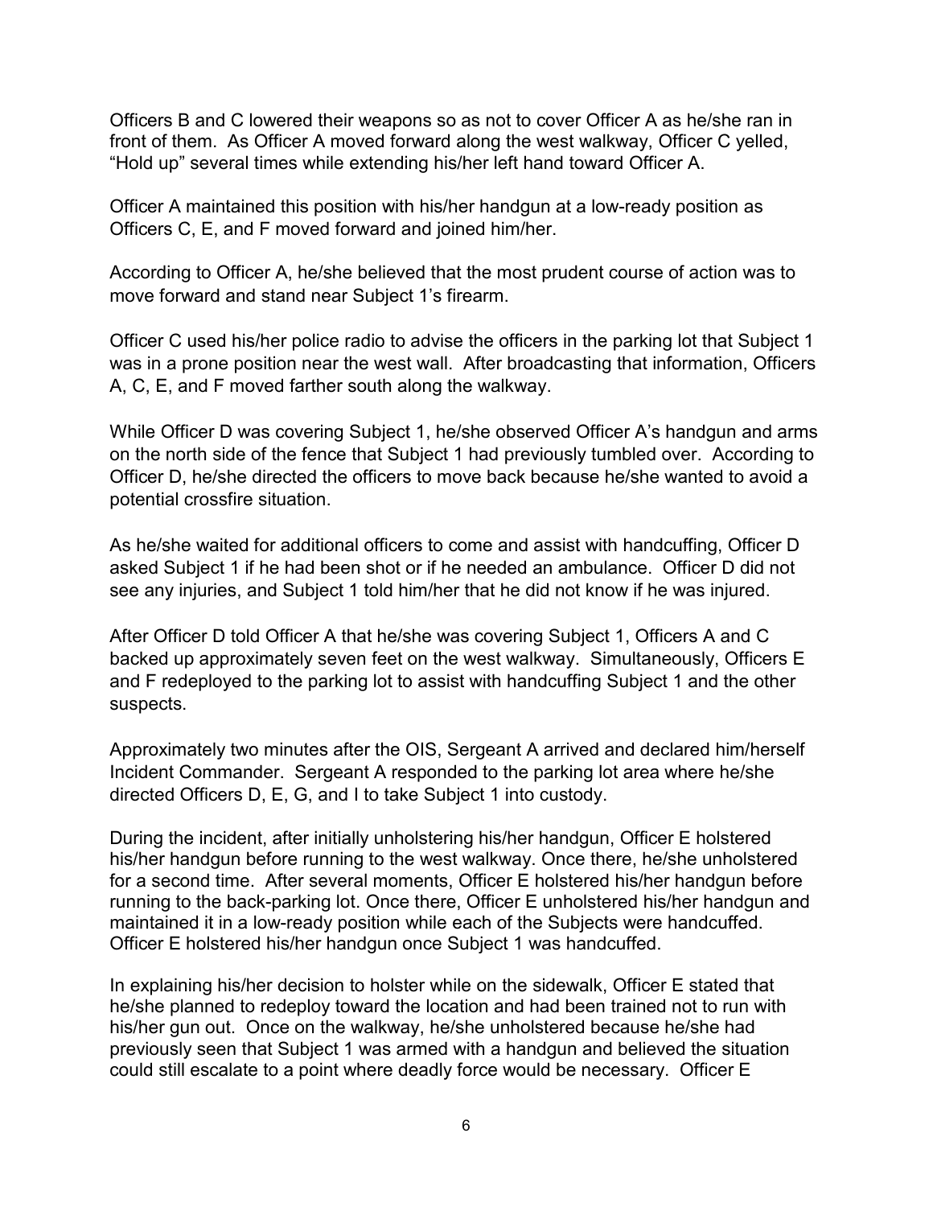Officers B and C lowered their weapons so as not to cover Officer A as he/she ran in front of them. As Officer A moved forward along the west walkway, Officer C yelled, "Hold up" several times while extending his/her left hand toward Officer A.

Officer A maintained this position with his/her handgun at a low-ready position as Officers C, E, and F moved forward and joined him/her.

According to Officer A, he/she believed that the most prudent course of action was to move forward and stand near Subject 1's firearm.

Officer C used his/her police radio to advise the officers in the parking lot that Subject 1 was in a prone position near the west wall. After broadcasting that information, Officers A, C, E, and F moved farther south along the walkway.

While Officer D was covering Subject 1, he/she observed Officer A's handgun and arms on the north side of the fence that Subject 1 had previously tumbled over. According to Officer D, he/she directed the officers to move back because he/she wanted to avoid a potential crossfire situation.

As he/she waited for additional officers to come and assist with handcuffing, Officer D asked Subject 1 if he had been shot or if he needed an ambulance. Officer D did not see any injuries, and Subject 1 told him/her that he did not know if he was injured.

After Officer D told Officer A that he/she was covering Subject 1, Officers A and C backed up approximately seven feet on the west walkway. Simultaneously, Officers E and F redeployed to the parking lot to assist with handcuffing Subject 1 and the other suspects.

Approximately two minutes after the OIS, Sergeant A arrived and declared him/herself Incident Commander. Sergeant A responded to the parking lot area where he/she directed Officers D, E, G, and I to take Subject 1 into custody.

During the incident, after initially unholstering his/her handgun, Officer E holstered his/her handgun before running to the west walkway. Once there, he/she unholstered for a second time. After several moments, Officer E holstered his/her handgun before running to the back-parking lot. Once there, Officer E unholstered his/her handgun and maintained it in a low-ready position while each of the Subjects were handcuffed. Officer E holstered his/her handgun once Subject 1 was handcuffed.

In explaining his/her decision to holster while on the sidewalk, Officer E stated that he/she planned to redeploy toward the location and had been trained not to run with his/her gun out. Once on the walkway, he/she unholstered because he/she had previously seen that Subject 1 was armed with a handgun and believed the situation could still escalate to a point where deadly force would be necessary. Officer E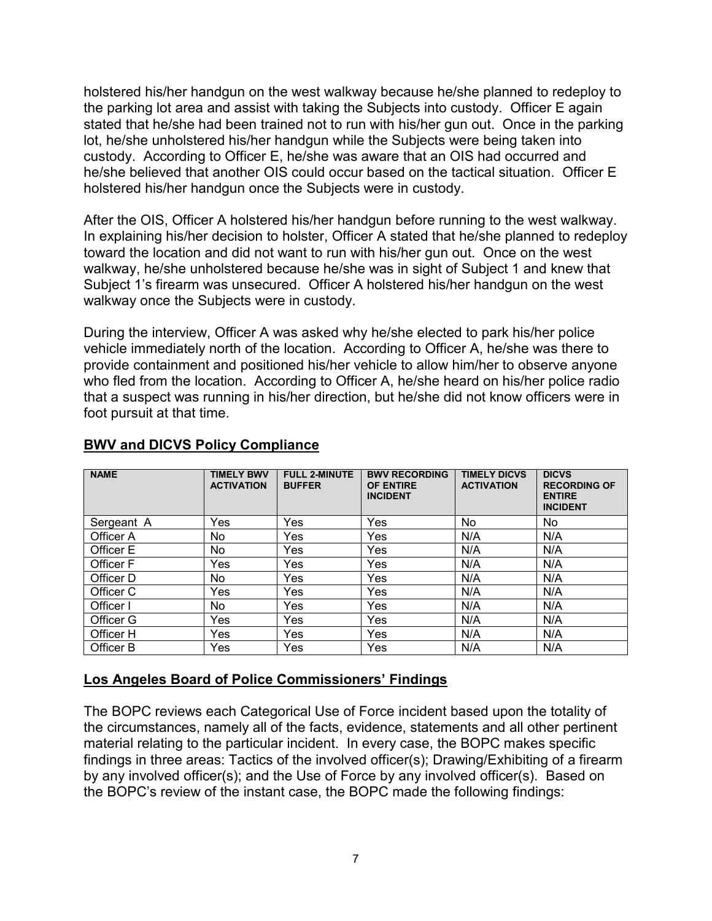holstered his/her handgun on the west walkway because he/she planned to redeploy to the parking lot area and assist with taking the Subjects into custody. Officer E again stated that he/she had been trained not to run with his/her gun out. Once in the parking lot, he/she unholstered his/her handgun while the Subjects were being taken into custody. According to Officer E, he/she was aware that an OIS had occurred and he/she believed that another OIS could occur based on the tactical situation. Officer E holstered his/her handgun once the Subjects were in custody.

After the OIS, Officer A holstered his/her handgun before running to the west walkway. In explaining his/her decision to holster, Officer A stated that he/she planned to redeploy toward the location and did not want to run with his/her gun out. Once on the west walkway, he/she unholstered because he/she was in sight of Subject 1 and knew that Subject 1's firearm was unsecured. Officer A holstered his/her handgun on the west walkway once the Subjects were in custody.

During the interview, Officer A was asked why he/she elected to park his/her police vehicle immediately north of the location. According to Officer A, he/she was there to provide containment and positioned his/her vehicle to allow him/her to observe anyone who fled from the location. According to Officer A, he/she heard on his/her police radio that a suspect was running in his/her direction, but he/she did not know officers were in foot pursuit at that time.

## BWV and DICVS Policy Compliance

| NAME | TIMELY BWV ACTIVATION | FULL 2-MINUTE BUFFER | BWV RECORDING OF ENTIRE INCIDENT | TIMELY DICVS ACTIVATION | DICVS RECORDING OF ENTIRE INCIDENT |
|---|---|---|---|---|---|
| Sergeant A | Yes | Yes | Yes | No | No |
| Officer A | No | Yes | Yes | N/A | N/A |
| Officer E | No | Yes | Yes | N/A | N/A |
| Officer F | Yes | Yes | Yes | N/A | N/A |
| Officer D | No | Yes | Yes | N/A | N/A |
| Officer C | Yes | Yes | Yes | N/A | N/A |
| Officer I | No | Yes | Yes | N/A | N/A |
| Officer G | Yes | Yes | Yes | N/A | N/A |
| Officer H | Yes | Yes | Yes | N/A | N/A |
| Officer B | Yes | Yes | Yes | N/A | N/A |

## Los Angeles Board of Police Commissioners' Findings

The BOPC reviews each Categorical Use of Force incident based upon the totality of the circumstances, namely all of the facts, evidence, statements and all other pertinent material relating to the particular incident. In every case, the BOPC makes specific findings in three areas: Tactics of the involved officer(s); Drawing/Exhibiting of a firearm by any involved officer(s); and the Use of Force by any involved officer(s). Based on the BOPC's review of the instant case, the BOPC made the following findings: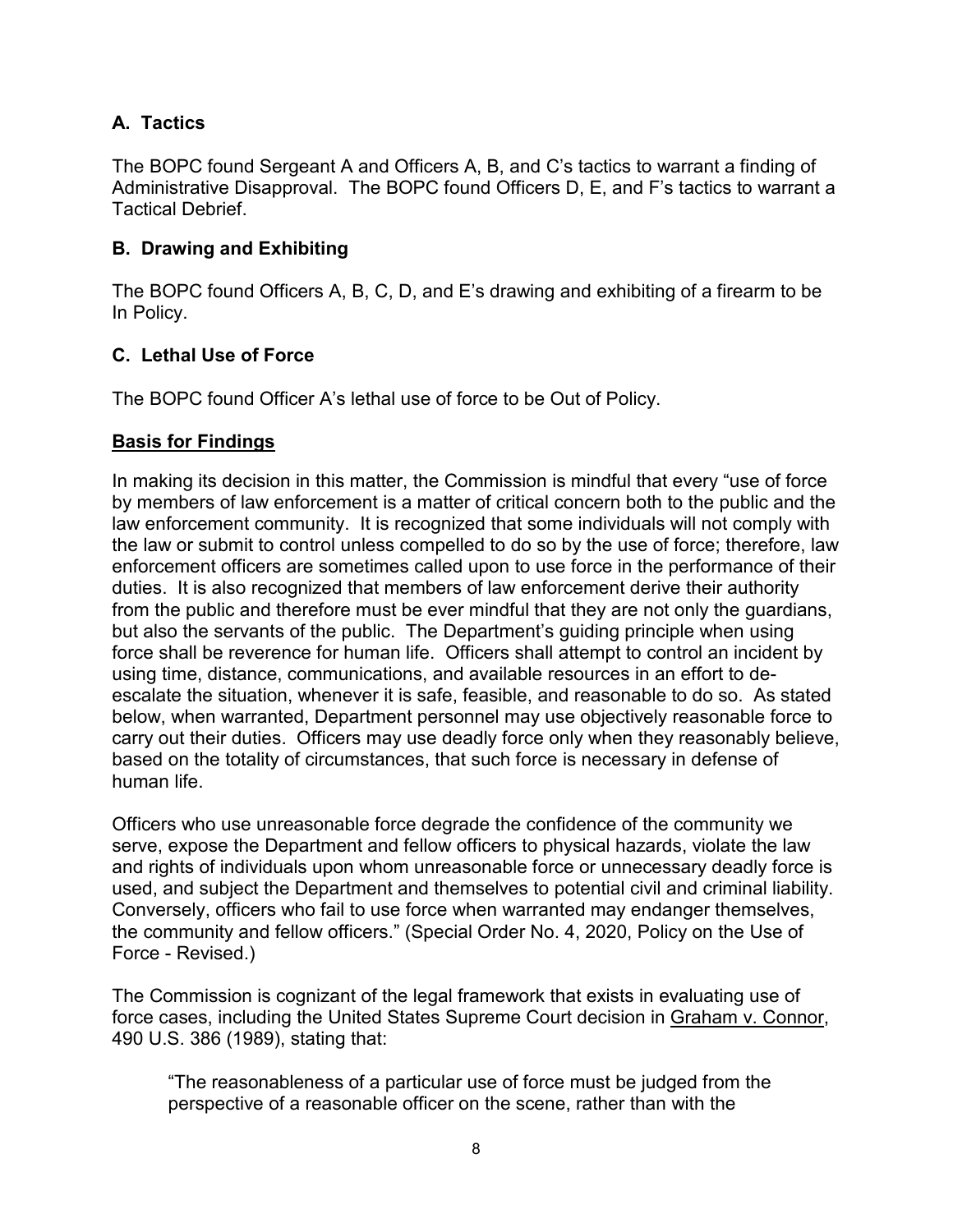### A. Tactics

The BOPC found Sergeant A and Officers A, B, and C's tactics to warrant a finding of Administrative Disapproval. The BOPC found Officers D, E, and F's tactics to warrant a Tactical Debrief.

### B. Drawing and Exhibiting

The BOPC found Officers A, B, C, D, and E's drawing and exhibiting of a firearm to be In Policy.

### C. Lethal Use of Force

The BOPC found Officer A's lethal use of force to be Out of Policy.

**Basis for Findings**

In making its decision in this matter, the Commission is mindful that every "use of force by members of law enforcement is a matter of critical concern both to the public and the law enforcement community. It is recognized that some individuals will not comply with the law or submit to control unless compelled to do so by the use of force; therefore, law enforcement officers are sometimes called upon to use force in the performance of their duties. It is also recognized that members of law enforcement derive their authority from the public and therefore must be ever mindful that they are not only the guardians, but also the servants of the public. The Department's guiding principle when using force shall be reverence for human life. Officers shall attempt to control an incident by using time, distance, communications, and available resources in an effort to de-escalate the situation, whenever it is safe, feasible, and reasonable to do so. As stated below, when warranted, Department personnel may use objectively reasonable force to carry out their duties. Officers may use deadly force only when they reasonably believe, based on the totality of circumstances, that such force is necessary in defense of human life.

Officers who use unreasonable force degrade the confidence of the community we serve, expose the Department and fellow officers to physical hazards, violate the law and rights of individuals upon whom unreasonable force or unnecessary deadly force is used, and subject the Department and themselves to potential civil and criminal liability. Conversely, officers who fail to use force when warranted may endanger themselves, the community and fellow officers." (Special Order No. 4, 2020, Policy on the Use of Force - Revised.)

The Commission is cognizant of the legal framework that exists in evaluating use of force cases, including the United States Supreme Court decision in Graham v. Connor, 490 U.S. 386 (1989), stating that:

> "The reasonableness of a particular use of force must be judged from the perspective of a reasonable officer on the scene, rather than with the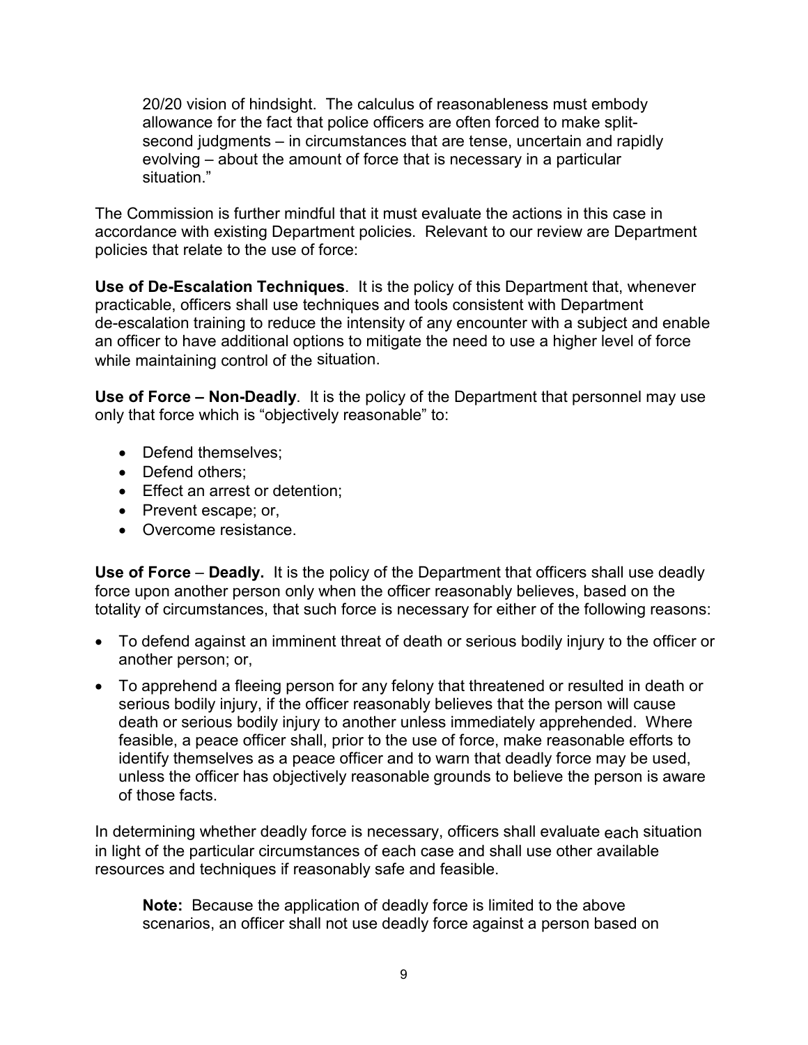> 20/20 vision of hindsight. The calculus of reasonableness must embody allowance for the fact that police officers are often forced to make split-second judgments – in circumstances that are tense, uncertain and rapidly evolving – about the amount of force that is necessary in a particular situation."

The Commission is further mindful that it must evaluate the actions in this case in accordance with existing Department policies. Relevant to our review are Department policies that relate to the use of force:

**Use of De-Escalation Techniques**. It is the policy of this Department that, whenever practicable, officers shall use techniques and tools consistent with Department de-escalation training to reduce the intensity of any encounter with a subject and enable an officer to have additional options to mitigate the need to use a higher level of force while maintaining control of the situation.

**Use of Force – Non-Deadly**. It is the policy of the Department that personnel may use only that force which is "objectively reasonable" to:

- Defend themselves;
- Defend others;
- Effect an arrest or detention;
- Prevent escape; or,
- Overcome resistance.

**Use of Force** – **Deadly.** It is the policy of the Department that officers shall use deadly force upon another person only when the officer reasonably believes, based on the totality of circumstances, that such force is necessary for either of the following reasons:

- To defend against an imminent threat of death or serious bodily injury to the officer or another person; or,
- To apprehend a fleeing person for any felony that threatened or resulted in death or serious bodily injury, if the officer reasonably believes that the person will cause death or serious bodily injury to another unless immediately apprehended. Where feasible, a peace officer shall, prior to the use of force, make reasonable efforts to identify themselves as a peace officer and to warn that deadly force may be used, unless the officer has objectively reasonable grounds to believe the person is aware of those facts.

In determining whether deadly force is necessary, officers shall evaluate each situation in light of the particular circumstances of each case and shall use other available resources and techniques if reasonably safe and feasible.

> **Note:** Because the application of deadly force is limited to the above scenarios, an officer shall not use deadly force against a person based on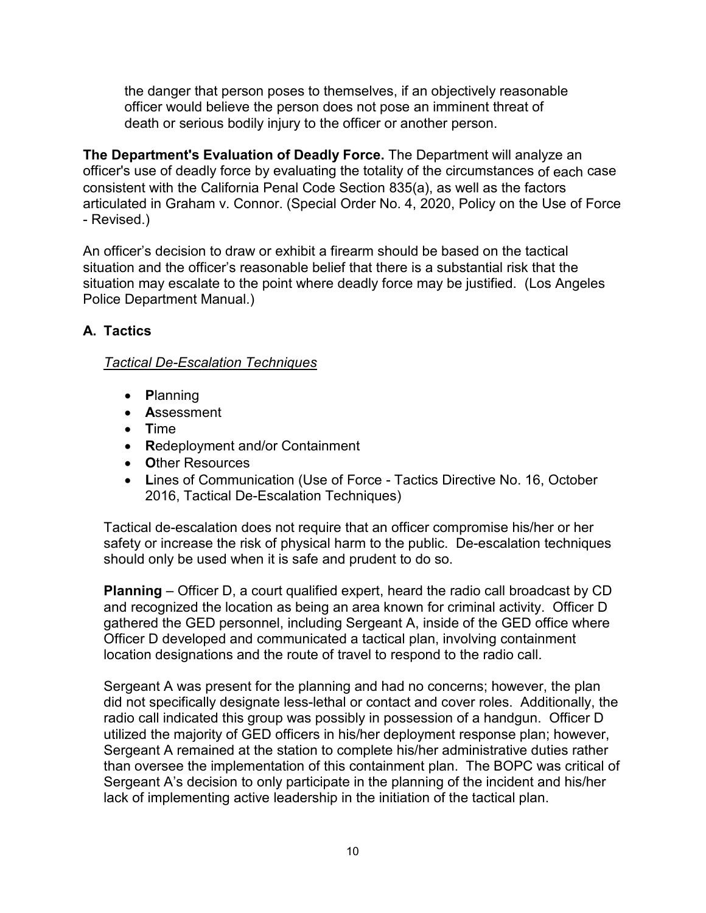the danger that person poses to themselves, if an objectively reasonable officer would believe the person does not pose an imminent threat of death or serious bodily injury to the officer or another person.

**The Department's Evaluation of Deadly Force.** The Department will analyze an officer's use of deadly force by evaluating the totality of the circumstances of each case consistent with the California Penal Code Section 835(a), as well as the factors articulated in Graham v. Connor. (Special Order No. 4, 2020, Policy on the Use of Force - Revised.)

An officer's decision to draw or exhibit a firearm should be based on the tactical situation and the officer's reasonable belief that there is a substantial risk that the situation may escalate to the point where deadly force may be justified. (Los Angeles Police Department Manual.)

## A. Tactics

*Tactical De-Escalation Techniques*

- **P**lanning
- **A**ssessment
- **T**ime
- **R**edeployment and/or Containment
- **O**ther Resources
- **L**ines of Communication (Use of Force - Tactics Directive No. 16, October 2016, Tactical De-Escalation Techniques)

Tactical de-escalation does not require that an officer compromise his/her or her safety or increase the risk of physical harm to the public. De-escalation techniques should only be used when it is safe and prudent to do so.

**Planning** – Officer D, a court qualified expert, heard the radio call broadcast by CD and recognized the location as being an area known for criminal activity. Officer D gathered the GED personnel, including Sergeant A, inside of the GED office where Officer D developed and communicated a tactical plan, involving containment location designations and the route of travel to respond to the radio call.

Sergeant A was present for the planning and had no concerns; however, the plan did not specifically designate less-lethal or contact and cover roles. Additionally, the radio call indicated this group was possibly in possession of a handgun. Officer D utilized the majority of GED officers in his/her deployment response plan; however, Sergeant A remained at the station to complete his/her administrative duties rather than oversee the implementation of this containment plan. The BOPC was critical of Sergeant A's decision to only participate in the planning of the incident and his/her lack of implementing active leadership in the initiation of the tactical plan.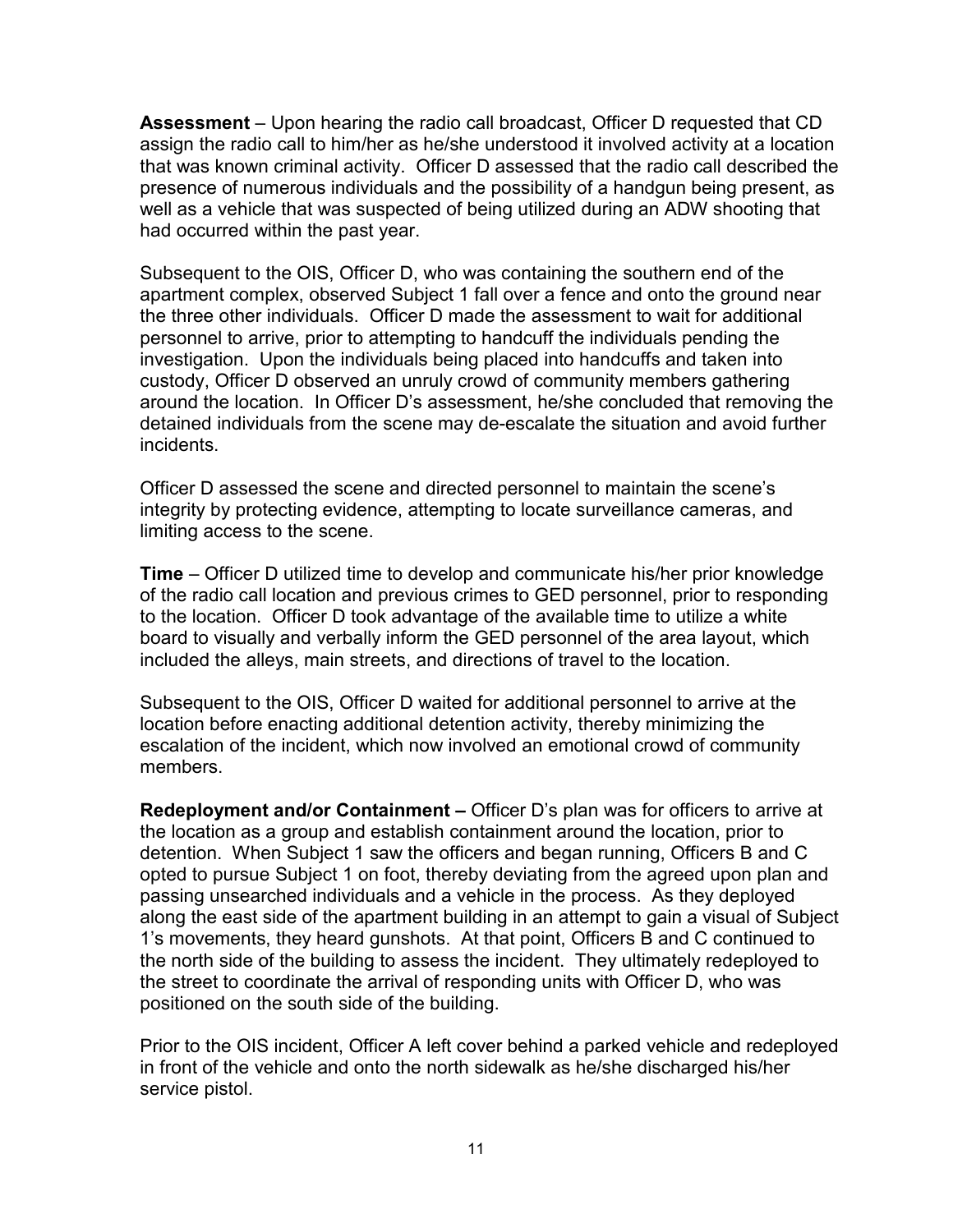**Assessment** – Upon hearing the radio call broadcast, Officer D requested that CD assign the radio call to him/her as he/she understood it involved activity at a location that was known criminal activity. Officer D assessed that the radio call described the presence of numerous individuals and the possibility of a handgun being present, as well as a vehicle that was suspected of being utilized during an ADW shooting that had occurred within the past year.

Subsequent to the OIS, Officer D, who was containing the southern end of the apartment complex, observed Subject 1 fall over a fence and onto the ground near the three other individuals. Officer D made the assessment to wait for additional personnel to arrive, prior to attempting to handcuff the individuals pending the investigation. Upon the individuals being placed into handcuffs and taken into custody, Officer D observed an unruly crowd of community members gathering around the location. In Officer D's assessment, he/she concluded that removing the detained individuals from the scene may de-escalate the situation and avoid further incidents.

Officer D assessed the scene and directed personnel to maintain the scene's integrity by protecting evidence, attempting to locate surveillance cameras, and limiting access to the scene.

**Time** – Officer D utilized time to develop and communicate his/her prior knowledge of the radio call location and previous crimes to GED personnel, prior to responding to the location. Officer D took advantage of the available time to utilize a white board to visually and verbally inform the GED personnel of the area layout, which included the alleys, main streets, and directions of travel to the location.

Subsequent to the OIS, Officer D waited for additional personnel to arrive at the location before enacting additional detention activity, thereby minimizing the escalation of the incident, which now involved an emotional crowd of community members.

**Redeployment and/or Containment –** Officer D's plan was for officers to arrive at the location as a group and establish containment around the location, prior to detention. When Subject 1 saw the officers and began running, Officers B and C opted to pursue Subject 1 on foot, thereby deviating from the agreed upon plan and passing unsearched individuals and a vehicle in the process. As they deployed along the east side of the apartment building in an attempt to gain a visual of Subject 1's movements, they heard gunshots. At that point, Officers B and C continued to the north side of the building to assess the incident. They ultimately redeployed to the street to coordinate the arrival of responding units with Officer D, who was positioned on the south side of the building.

Prior to the OIS incident, Officer A left cover behind a parked vehicle and redeployed in front of the vehicle and onto the north sidewalk as he/she discharged his/her service pistol.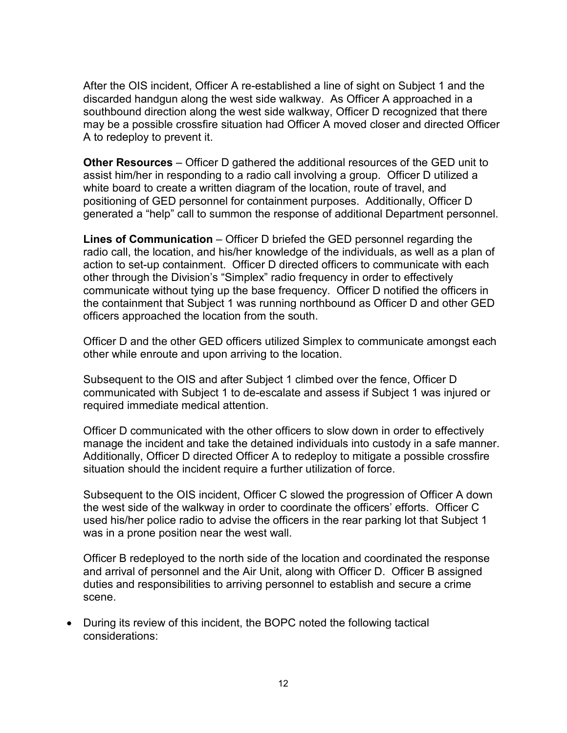After the OIS incident, Officer A re-established a line of sight on Subject 1 and the discarded handgun along the west side walkway. As Officer A approached in a southbound direction along the west side walkway, Officer D recognized that there may be a possible crossfire situation had Officer A moved closer and directed Officer A to redeploy to prevent it.

**Other Resources** – Officer D gathered the additional resources of the GED unit to assist him/her in responding to a radio call involving a group. Officer D utilized a white board to create a written diagram of the location, route of travel, and positioning of GED personnel for containment purposes. Additionally, Officer D generated a "help" call to summon the response of additional Department personnel.

**Lines of Communication** – Officer D briefed the GED personnel regarding the radio call, the location, and his/her knowledge of the individuals, as well as a plan of action to set-up containment. Officer D directed officers to communicate with each other through the Division's "Simplex" radio frequency in order to effectively communicate without tying up the base frequency. Officer D notified the officers in the containment that Subject 1 was running northbound as Officer D and other GED officers approached the location from the south.

Officer D and the other GED officers utilized Simplex to communicate amongst each other while enroute and upon arriving to the location.

Subsequent to the OIS and after Subject 1 climbed over the fence, Officer D communicated with Subject 1 to de-escalate and assess if Subject 1 was injured or required immediate medical attention.

Officer D communicated with the other officers to slow down in order to effectively manage the incident and take the detained individuals into custody in a safe manner. Additionally, Officer D directed Officer A to redeploy to mitigate a possible crossfire situation should the incident require a further utilization of force.

Subsequent to the OIS incident, Officer C slowed the progression of Officer A down the west side of the walkway in order to coordinate the officers' efforts. Officer C used his/her police radio to advise the officers in the rear parking lot that Subject 1 was in a prone position near the west wall.

Officer B redeployed to the north side of the location and coordinated the response and arrival of personnel and the Air Unit, along with Officer D. Officer B assigned duties and responsibilities to arriving personnel to establish and secure a crime scene.

- During its review of this incident, the BOPC noted the following tactical considerations: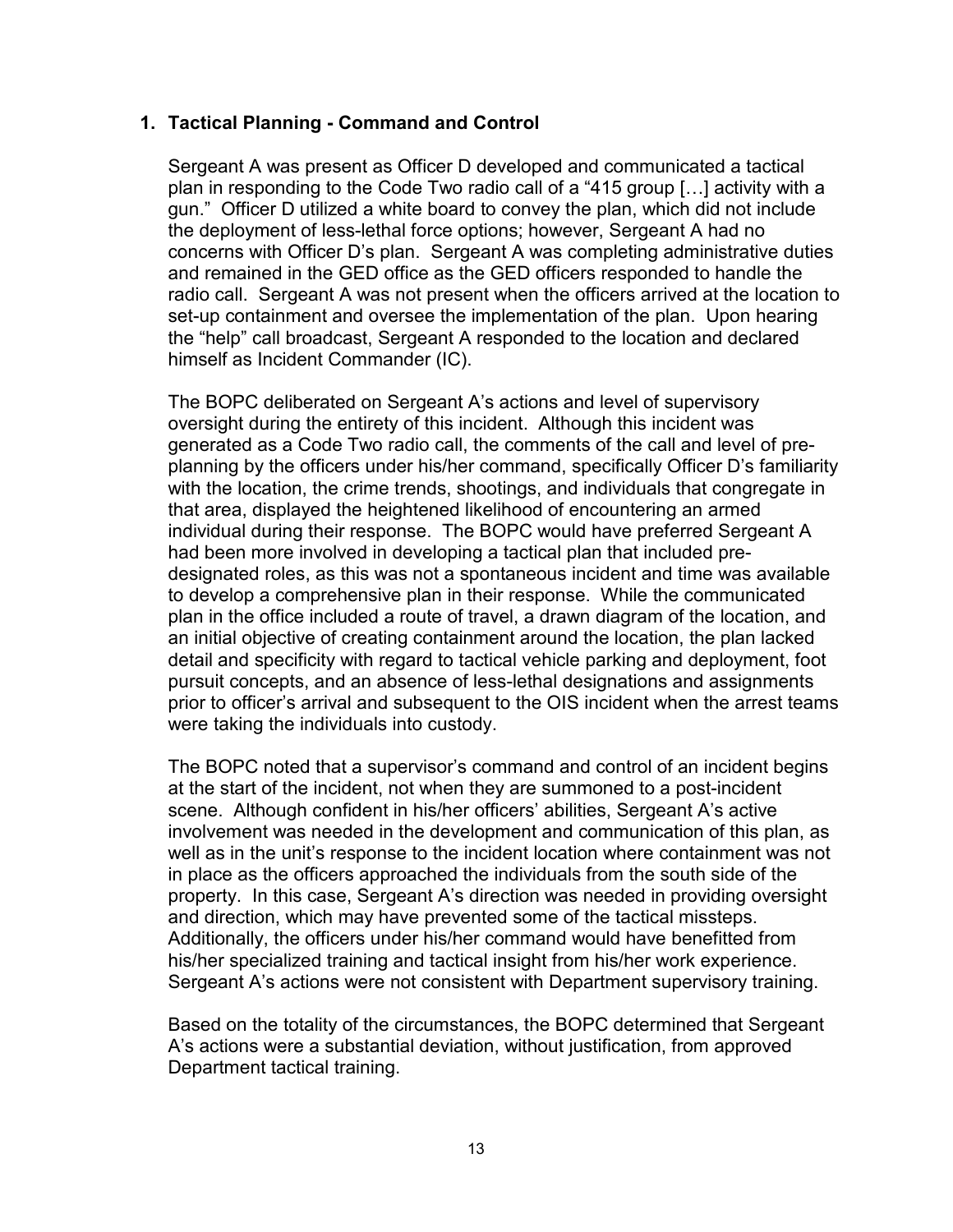## 1. Tactical Planning - Command and Control

Sergeant A was present as Officer D developed and communicated a tactical plan in responding to the Code Two radio call of a "415 group […] activity with a gun." Officer D utilized a white board to convey the plan, which did not include the deployment of less-lethal force options; however, Sergeant A had no concerns with Officer D's plan. Sergeant A was completing administrative duties and remained in the GED office as the GED officers responded to handle the radio call. Sergeant A was not present when the officers arrived at the location to set-up containment and oversee the implementation of the plan. Upon hearing the "help" call broadcast, Sergeant A responded to the location and declared himself as Incident Commander (IC).

The BOPC deliberated on Sergeant A's actions and level of supervisory oversight during the entirety of this incident. Although this incident was generated as a Code Two radio call, the comments of the call and level of pre-planning by the officers under his/her command, specifically Officer D's familiarity with the location, the crime trends, shootings, and individuals that congregate in that area, displayed the heightened likelihood of encountering an armed individual during their response. The BOPC would have preferred Sergeant A had been more involved in developing a tactical plan that included pre-designated roles, as this was not a spontaneous incident and time was available to develop a comprehensive plan in their response. While the communicated plan in the office included a route of travel, a drawn diagram of the location, and an initial objective of creating containment around the location, the plan lacked detail and specificity with regard to tactical vehicle parking and deployment, foot pursuit concepts, and an absence of less-lethal designations and assignments prior to officer's arrival and subsequent to the OIS incident when the arrest teams were taking the individuals into custody.

The BOPC noted that a supervisor's command and control of an incident begins at the start of the incident, not when they are summoned to a post-incident scene. Although confident in his/her officers' abilities, Sergeant A's active involvement was needed in the development and communication of this plan, as well as in the unit's response to the incident location where containment was not in place as the officers approached the individuals from the south side of the property. In this case, Sergeant A's direction was needed in providing oversight and direction, which may have prevented some of the tactical missteps. Additionally, the officers under his/her command would have benefitted from his/her specialized training and tactical insight from his/her work experience. Sergeant A's actions were not consistent with Department supervisory training.

Based on the totality of the circumstances, the BOPC determined that Sergeant A's actions were a substantial deviation, without justification, from approved Department tactical training.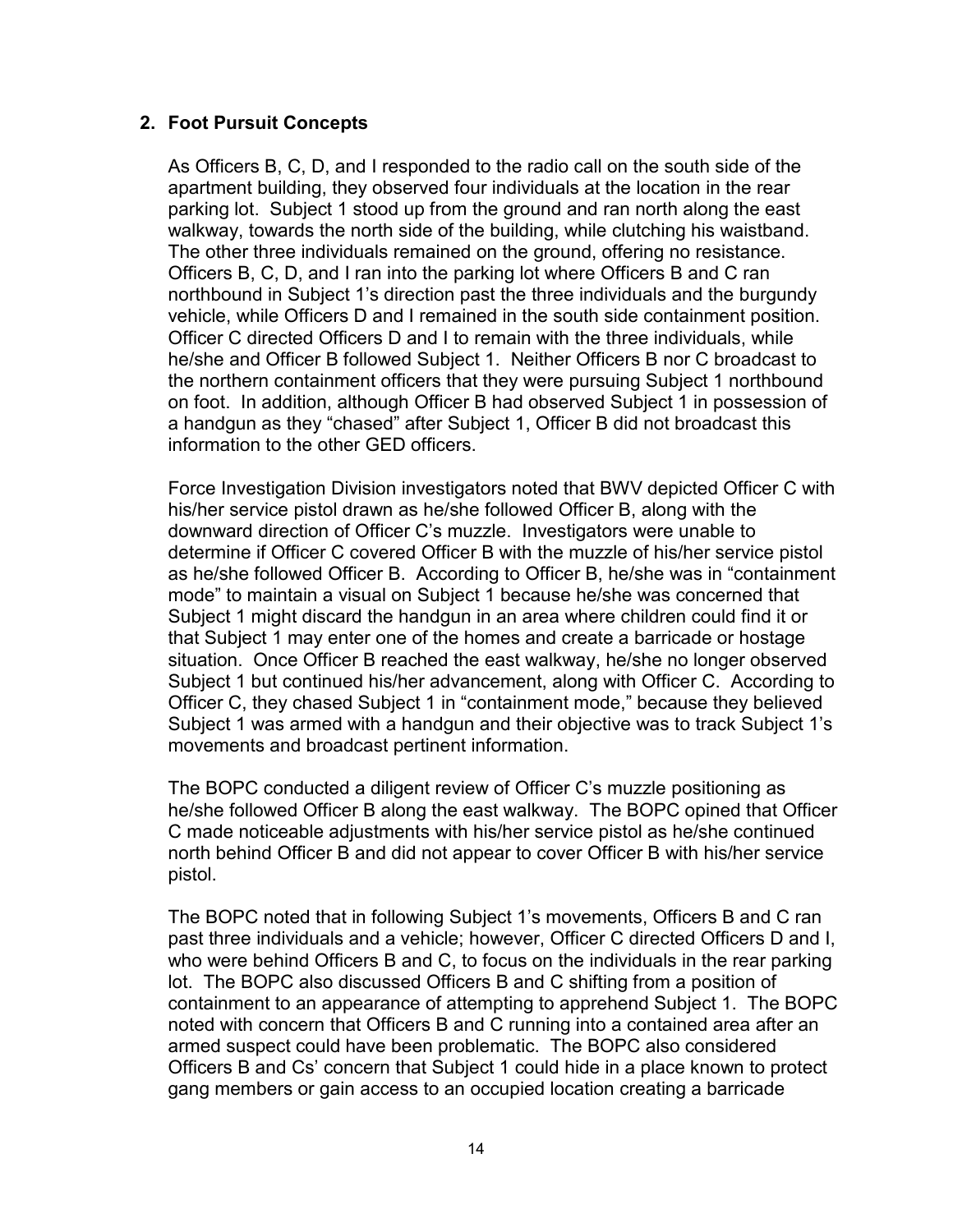## 2. Foot Pursuit Concepts

As Officers B, C, D, and I responded to the radio call on the south side of the apartment building, they observed four individuals at the location in the rear parking lot. Subject 1 stood up from the ground and ran north along the east walkway, towards the north side of the building, while clutching his waistband. The other three individuals remained on the ground, offering no resistance. Officers B, C, D, and I ran into the parking lot where Officers B and C ran northbound in Subject 1's direction past the three individuals and the burgundy vehicle, while Officers D and I remained in the south side containment position. Officer C directed Officers D and I to remain with the three individuals, while he/she and Officer B followed Subject 1. Neither Officers B nor C broadcast to the northern containment officers that they were pursuing Subject 1 northbound on foot. In addition, although Officer B had observed Subject 1 in possession of a handgun as they "chased" after Subject 1, Officer B did not broadcast this information to the other GED officers.

Force Investigation Division investigators noted that BWV depicted Officer C with his/her service pistol drawn as he/she followed Officer B, along with the downward direction of Officer C's muzzle. Investigators were unable to determine if Officer C covered Officer B with the muzzle of his/her service pistol as he/she followed Officer B. According to Officer B, he/she was in "containment mode" to maintain a visual on Subject 1 because he/she was concerned that Subject 1 might discard the handgun in an area where children could find it or that Subject 1 may enter one of the homes and create a barricade or hostage situation. Once Officer B reached the east walkway, he/she no longer observed Subject 1 but continued his/her advancement, along with Officer C. According to Officer C, they chased Subject 1 in "containment mode," because they believed Subject 1 was armed with a handgun and their objective was to track Subject 1's movements and broadcast pertinent information.

The BOPC conducted a diligent review of Officer C's muzzle positioning as he/she followed Officer B along the east walkway. The BOPC opined that Officer C made noticeable adjustments with his/her service pistol as he/she continued north behind Officer B and did not appear to cover Officer B with his/her service pistol.

The BOPC noted that in following Subject 1's movements, Officers B and C ran past three individuals and a vehicle; however, Officer C directed Officers D and I, who were behind Officers B and C, to focus on the individuals in the rear parking lot. The BOPC also discussed Officers B and C shifting from a position of containment to an appearance of attempting to apprehend Subject 1. The BOPC noted with concern that Officers B and C running into a contained area after an armed suspect could have been problematic. The BOPC also considered Officers B and Cs' concern that Subject 1 could hide in a place known to protect gang members or gain access to an occupied location creating a barricade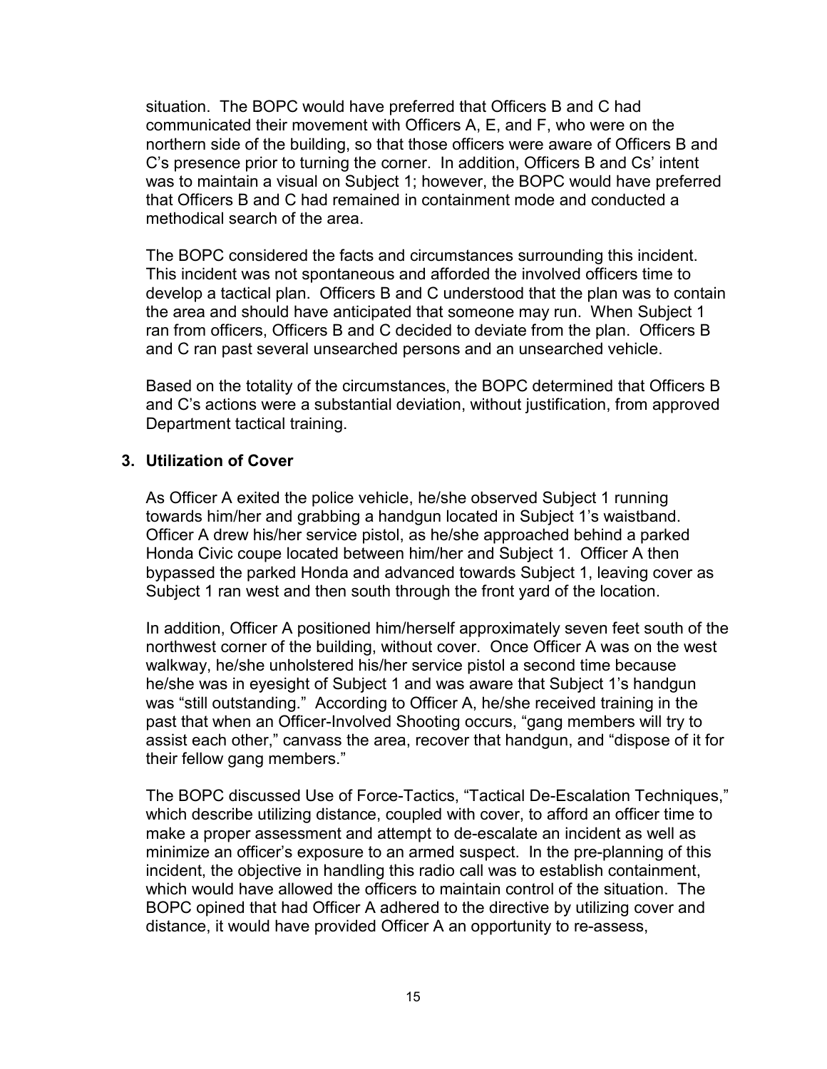situation. The BOPC would have preferred that Officers B and C had communicated their movement with Officers A, E, and F, who were on the northern side of the building, so that those officers were aware of Officers B and C's presence prior to turning the corner. In addition, Officers B and Cs' intent was to maintain a visual on Subject 1; however, the BOPC would have preferred that Officers B and C had remained in containment mode and conducted a methodical search of the area.

The BOPC considered the facts and circumstances surrounding this incident. This incident was not spontaneous and afforded the involved officers time to develop a tactical plan. Officers B and C understood that the plan was to contain the area and should have anticipated that someone may run. When Subject 1 ran from officers, Officers B and C decided to deviate from the plan. Officers B and C ran past several unsearched persons and an unsearched vehicle.

Based on the totality of the circumstances, the BOPC determined that Officers B and C's actions were a substantial deviation, without justification, from approved Department tactical training.

**3. Utilization of Cover**

As Officer A exited the police vehicle, he/she observed Subject 1 running towards him/her and grabbing a handgun located in Subject 1's waistband. Officer A drew his/her service pistol, as he/she approached behind a parked Honda Civic coupe located between him/her and Subject 1. Officer A then bypassed the parked Honda and advanced towards Subject 1, leaving cover as Subject 1 ran west and then south through the front yard of the location.

In addition, Officer A positioned him/herself approximately seven feet south of the northwest corner of the building, without cover. Once Officer A was on the west walkway, he/she unholstered his/her service pistol a second time because he/she was in eyesight of Subject 1 and was aware that Subject 1's handgun was "still outstanding." According to Officer A, he/she received training in the past that when an Officer-Involved Shooting occurs, "gang members will try to assist each other," canvass the area, recover that handgun, and "dispose of it for their fellow gang members."

The BOPC discussed Use of Force-Tactics, "Tactical De-Escalation Techniques," which describe utilizing distance, coupled with cover, to afford an officer time to make a proper assessment and attempt to de-escalate an incident as well as minimize an officer's exposure to an armed suspect. In the pre-planning of this incident, the objective in handling this radio call was to establish containment, which would have allowed the officers to maintain control of the situation. The BOPC opined that had Officer A adhered to the directive by utilizing cover and distance, it would have provided Officer A an opportunity to re-assess,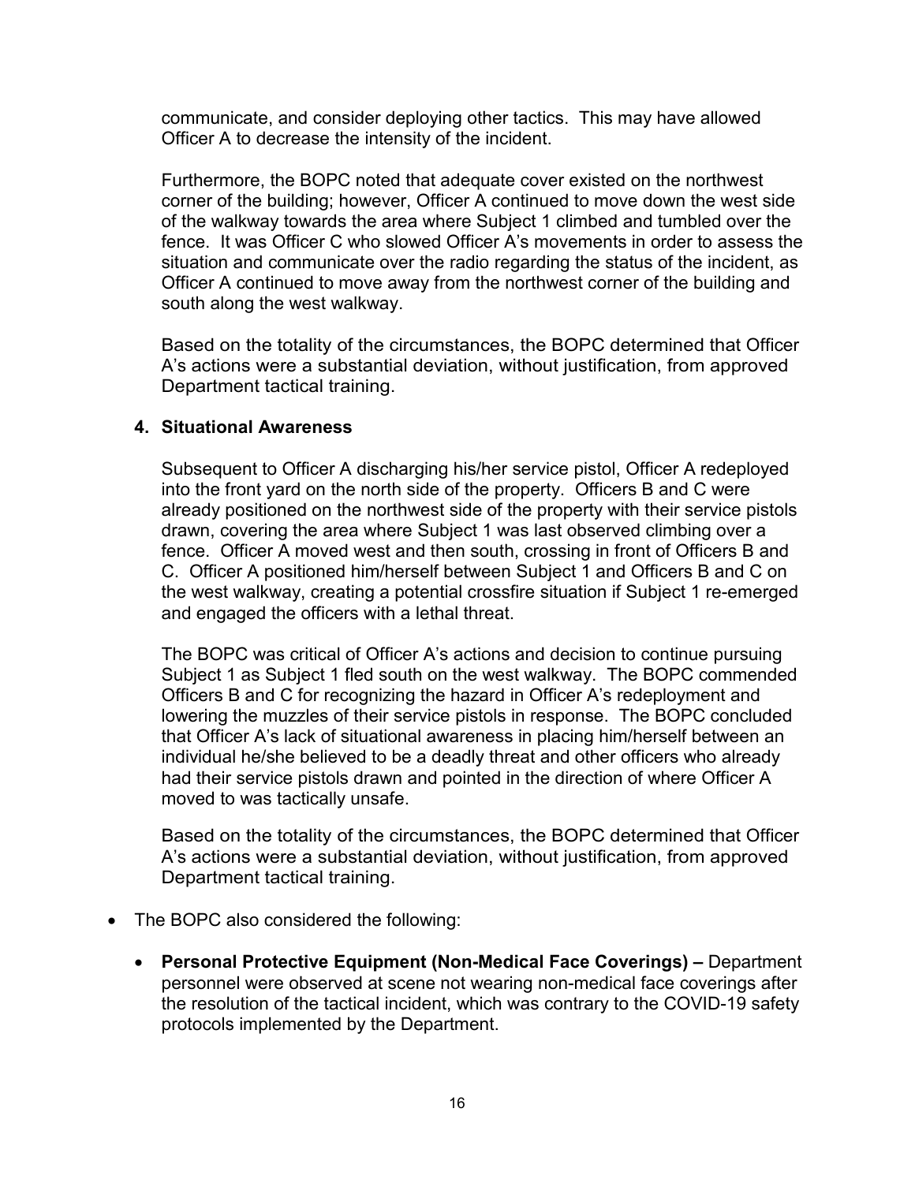communicate, and consider deploying other tactics. This may have allowed Officer A to decrease the intensity of the incident.

Furthermore, the BOPC noted that adequate cover existed on the northwest corner of the building; however, Officer A continued to move down the west side of the walkway towards the area where Subject 1 climbed and tumbled over the fence. It was Officer C who slowed Officer A's movements in order to assess the situation and communicate over the radio regarding the status of the incident, as Officer A continued to move away from the northwest corner of the building and south along the west walkway.

Based on the totality of the circumstances, the BOPC determined that Officer A's actions were a substantial deviation, without justification, from approved Department tactical training.

**4. Situational Awareness**

Subsequent to Officer A discharging his/her service pistol, Officer A redeployed into the front yard on the north side of the property. Officers B and C were already positioned on the northwest side of the property with their service pistols drawn, covering the area where Subject 1 was last observed climbing over a fence. Officer A moved west and then south, crossing in front of Officers B and C. Officer A positioned him/herself between Subject 1 and Officers B and C on the west walkway, creating a potential crossfire situation if Subject 1 re-emerged and engaged the officers with a lethal threat.

The BOPC was critical of Officer A's actions and decision to continue pursuing Subject 1 as Subject 1 fled south on the west walkway. The BOPC commended Officers B and C for recognizing the hazard in Officer A's redeployment and lowering the muzzles of their service pistols in response. The BOPC concluded that Officer A's lack of situational awareness in placing him/herself between an individual he/she believed to be a deadly threat and other officers who already had their service pistols drawn and pointed in the direction of where Officer A moved to was tactically unsafe.

Based on the totality of the circumstances, the BOPC determined that Officer A's actions were a substantial deviation, without justification, from approved Department tactical training.

- The BOPC also considered the following:
  - **Personal Protective Equipment (Non-Medical Face Coverings) –** Department personnel were observed at scene not wearing non-medical face coverings after the resolution of the tactical incident, which was contrary to the COVID-19 safety protocols implemented by the Department.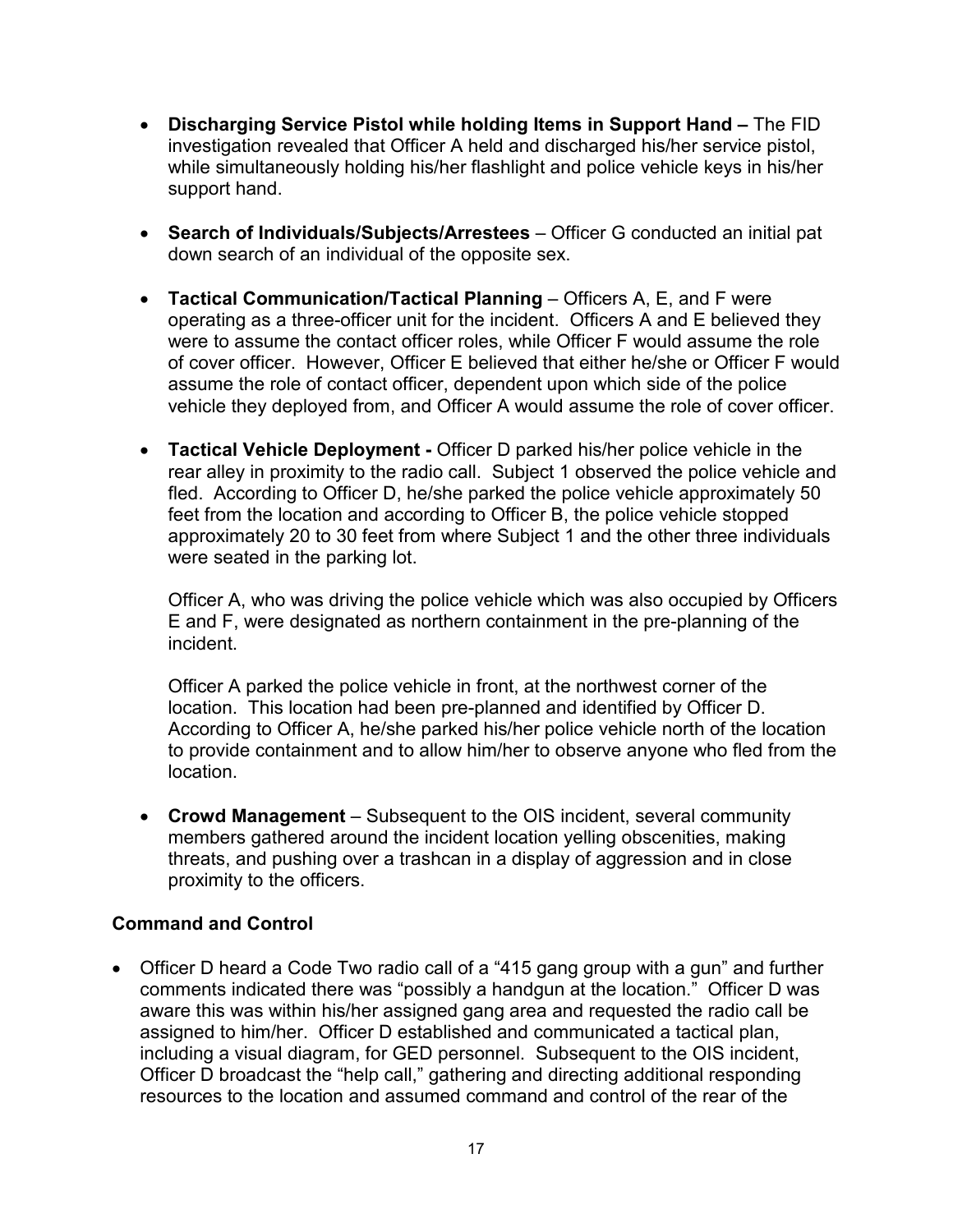- **Discharging Service Pistol while holding Items in Support Hand –** The FID investigation revealed that Officer A held and discharged his/her service pistol, while simultaneously holding his/her flashlight and police vehicle keys in his/her support hand.

- **Search of Individuals/Subjects/Arrestees** – Officer G conducted an initial pat down search of an individual of the opposite sex.

- **Tactical Communication/Tactical Planning** – Officers A, E, and F were operating as a three-officer unit for the incident. Officers A and E believed they were to assume the contact officer roles, while Officer F would assume the role of cover officer. However, Officer E believed that either he/she or Officer F would assume the role of contact officer, dependent upon which side of the police vehicle they deployed from, and Officer A would assume the role of cover officer.

- **Tactical Vehicle Deployment -** Officer D parked his/her police vehicle in the rear alley in proximity to the radio call. Subject 1 observed the police vehicle and fled. According to Officer D, he/she parked the police vehicle approximately 50 feet from the location and according to Officer B, the police vehicle stopped approximately 20 to 30 feet from where Subject 1 and the other three individuals were seated in the parking lot.

  Officer A, who was driving the police vehicle which was also occupied by Officers E and F, were designated as northern containment in the pre-planning of the incident.

  Officer A parked the police vehicle in front, at the northwest corner of the location. This location had been pre-planned and identified by Officer D. According to Officer A, he/she parked his/her police vehicle north of the location to provide containment and to allow him/her to observe anyone who fled from the location.

- **Crowd Management** – Subsequent to the OIS incident, several community members gathered around the incident location yelling obscenities, making threats, and pushing over a trashcan in a display of aggression and in close proximity to the officers.

### Command and Control

- Officer D heard a Code Two radio call of a "415 gang group with a gun" and further comments indicated there was "possibly a handgun at the location." Officer D was aware this was within his/her assigned gang area and requested the radio call be assigned to him/her. Officer D established and communicated a tactical plan, including a visual diagram, for GED personnel. Subsequent to the OIS incident, Officer D broadcast the "help call," gathering and directing additional responding resources to the location and assumed command and control of the rear of the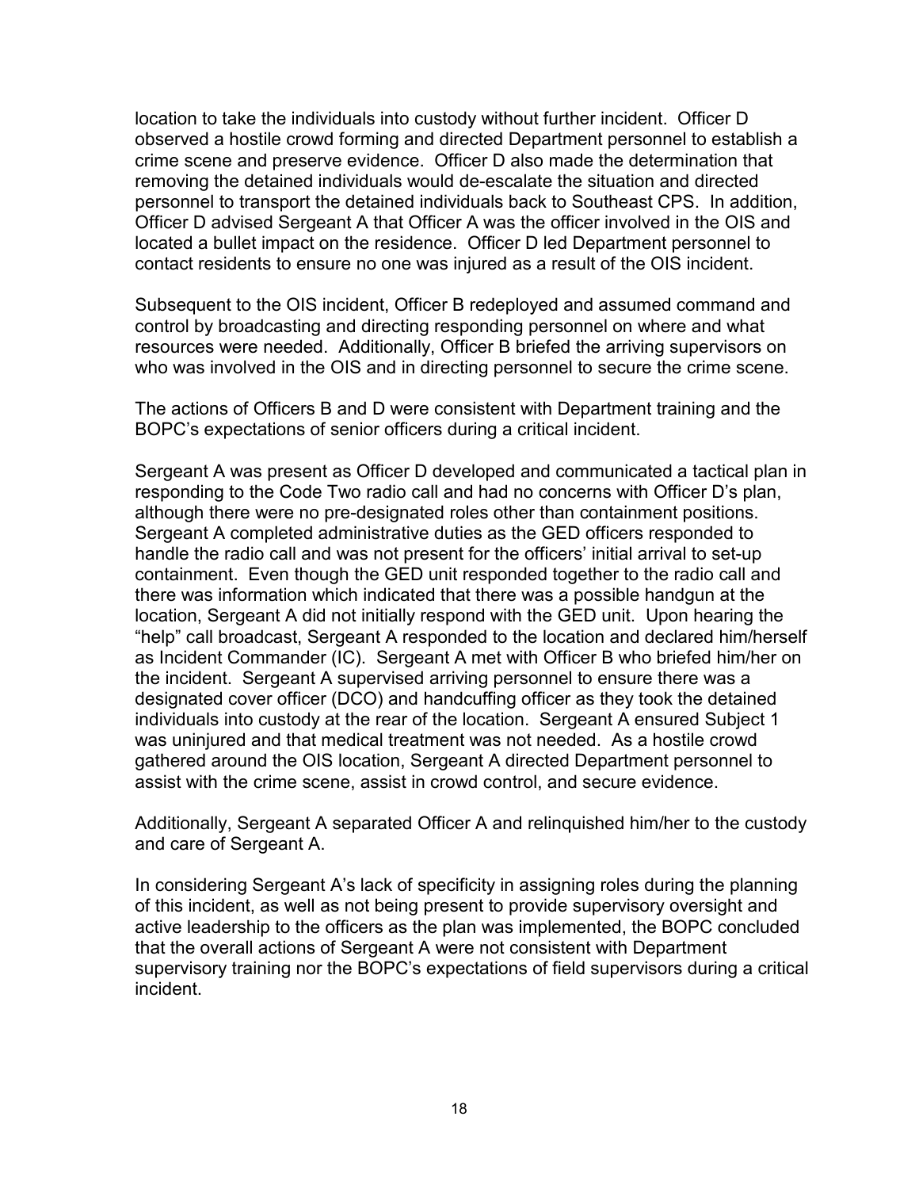location to take the individuals into custody without further incident. Officer D observed a hostile crowd forming and directed Department personnel to establish a crime scene and preserve evidence. Officer D also made the determination that removing the detained individuals would de-escalate the situation and directed personnel to transport the detained individuals back to Southeast CPS. In addition, Officer D advised Sergeant A that Officer A was the officer involved in the OIS and located a bullet impact on the residence. Officer D led Department personnel to contact residents to ensure no one was injured as a result of the OIS incident.

Subsequent to the OIS incident, Officer B redeployed and assumed command and control by broadcasting and directing responding personnel on where and what resources were needed. Additionally, Officer B briefed the arriving supervisors on who was involved in the OIS and in directing personnel to secure the crime scene.

The actions of Officers B and D were consistent with Department training and the BOPC's expectations of senior officers during a critical incident.

Sergeant A was present as Officer D developed and communicated a tactical plan in responding to the Code Two radio call and had no concerns with Officer D's plan, although there were no pre-designated roles other than containment positions. Sergeant A completed administrative duties as the GED officers responded to handle the radio call and was not present for the officers' initial arrival to set-up containment. Even though the GED unit responded together to the radio call and there was information which indicated that there was a possible handgun at the location, Sergeant A did not initially respond with the GED unit. Upon hearing the "help" call broadcast, Sergeant A responded to the location and declared him/herself as Incident Commander (IC). Sergeant A met with Officer B who briefed him/her on the incident. Sergeant A supervised arriving personnel to ensure there was a designated cover officer (DCO) and handcuffing officer as they took the detained individuals into custody at the rear of the location. Sergeant A ensured Subject 1 was uninjured and that medical treatment was not needed. As a hostile crowd gathered around the OIS location, Sergeant A directed Department personnel to assist with the crime scene, assist in crowd control, and secure evidence.

Additionally, Sergeant A separated Officer A and relinquished him/her to the custody and care of Sergeant A.

In considering Sergeant A's lack of specificity in assigning roles during the planning of this incident, as well as not being present to provide supervisory oversight and active leadership to the officers as the plan was implemented, the BOPC concluded that the overall actions of Sergeant A were not consistent with Department supervisory training nor the BOPC's expectations of field supervisors during a critical incident.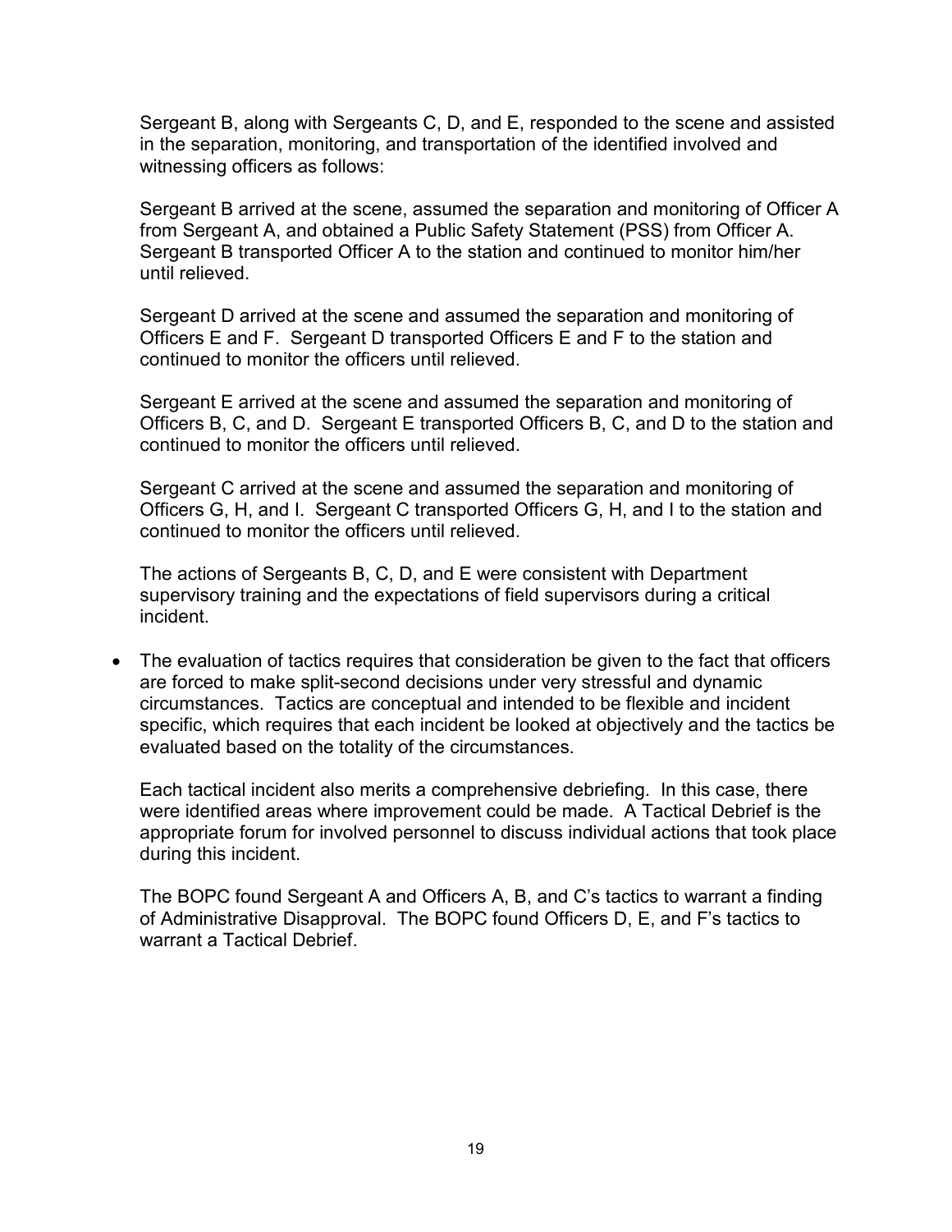Sergeant B, along with Sergeants C, D, and E, responded to the scene and assisted in the separation, monitoring, and transportation of the identified involved and witnessing officers as follows:

Sergeant B arrived at the scene, assumed the separation and monitoring of Officer A from Sergeant A, and obtained a Public Safety Statement (PSS) from Officer A. Sergeant B transported Officer A to the station and continued to monitor him/her until relieved.

Sergeant D arrived at the scene and assumed the separation and monitoring of Officers E and F. Sergeant D transported Officers E and F to the station and continued to monitor the officers until relieved.

Sergeant E arrived at the scene and assumed the separation and monitoring of Officers B, C, and D. Sergeant E transported Officers B, C, and D to the station and continued to monitor the officers until relieved.

Sergeant C arrived at the scene and assumed the separation and monitoring of Officers G, H, and I. Sergeant C transported Officers G, H, and I to the station and continued to monitor the officers until relieved.

The actions of Sergeants B, C, D, and E were consistent with Department supervisory training and the expectations of field supervisors during a critical incident.

- The evaluation of tactics requires that consideration be given to the fact that officers are forced to make split-second decisions under very stressful and dynamic circumstances. Tactics are conceptual and intended to be flexible and incident specific, which requires that each incident be looked at objectively and the tactics be evaluated based on the totality of the circumstances.

  Each tactical incident also merits a comprehensive debriefing. In this case, there were identified areas where improvement could be made. A Tactical Debrief is the appropriate forum for involved personnel to discuss individual actions that took place during this incident.

  The BOPC found Sergeant A and Officers A, B, and C's tactics to warrant a finding of Administrative Disapproval. The BOPC found Officers D, E, and F's tactics to warrant a Tactical Debrief.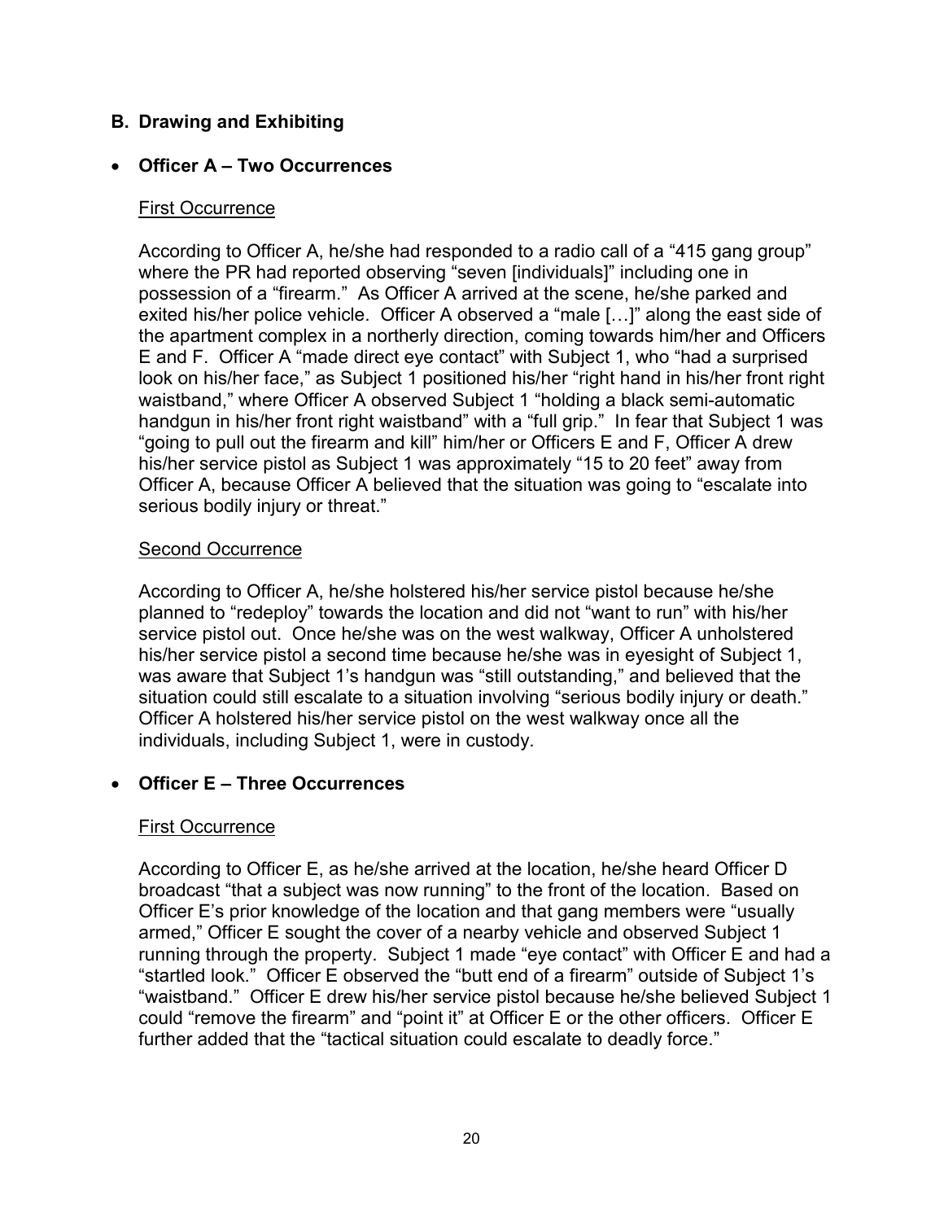## B. Drawing and Exhibiting

- **Officer A – Two Occurrences**

<u>First Occurrence</u>

According to Officer A, he/she had responded to a radio call of a "415 gang group" where the PR had reported observing "seven [individuals]" including one in possession of a "firearm." As Officer A arrived at the scene, he/she parked and exited his/her police vehicle. Officer A observed a "male […]" along the east side of the apartment complex in a northerly direction, coming towards him/her and Officers E and F. Officer A "made direct eye contact" with Subject 1, who "had a surprised look on his/her face," as Subject 1 positioned his/her "right hand in his/her front right waistband," where Officer A observed Subject 1 "holding a black semi-automatic handgun in his/her front right waistband" with a "full grip." In fear that Subject 1 was "going to pull out the firearm and kill" him/her or Officers E and F, Officer A drew his/her service pistol as Subject 1 was approximately "15 to 20 feet" away from Officer A, because Officer A believed that the situation was going to "escalate into serious bodily injury or threat."

<u>Second Occurrence</u>

According to Officer A, he/she holstered his/her service pistol because he/she planned to "redeploy" towards the location and did not "want to run" with his/her service pistol out. Once he/she was on the west walkway, Officer A unholstered his/her service pistol a second time because he/she was in eyesight of Subject 1, was aware that Subject 1's handgun was "still outstanding," and believed that the situation could still escalate to a situation involving "serious bodily injury or death." Officer A holstered his/her service pistol on the west walkway once all the individuals, including Subject 1, were in custody.

- **Officer E – Three Occurrences**

<u>First Occurrence</u>

According to Officer E, as he/she arrived at the location, he/she heard Officer D broadcast "that a subject was now running" to the front of the location. Based on Officer E's prior knowledge of the location and that gang members were "usually armed," Officer E sought the cover of a nearby vehicle and observed Subject 1 running through the property. Subject 1 made "eye contact" with Officer E and had a "startled look." Officer E observed the "butt end of a firearm" outside of Subject 1's "waistband." Officer E drew his/her service pistol because he/she believed Subject 1 could "remove the firearm" and "point it" at Officer E or the other officers. Officer E further added that the "tactical situation could escalate to deadly force."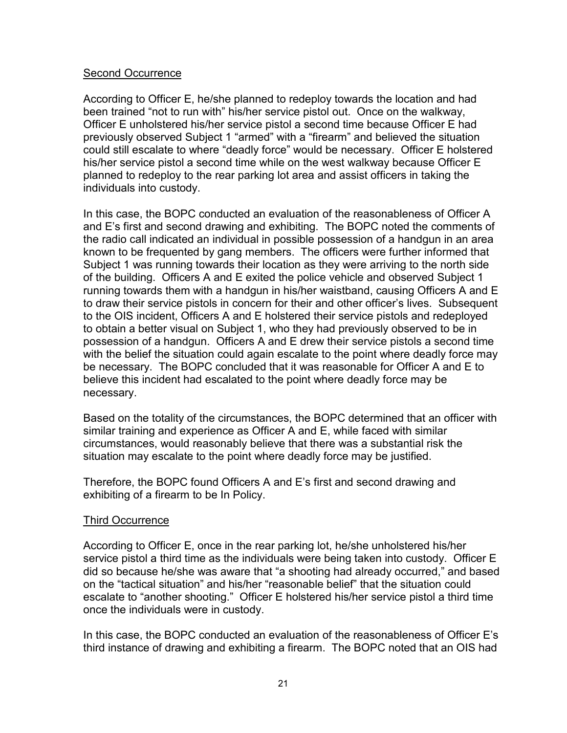<u>Second Occurrence</u>

According to Officer E, he/she planned to redeploy towards the location and had been trained "not to run with" his/her service pistol out. Once on the walkway, Officer E unholstered his/her service pistol a second time because Officer E had previously observed Subject 1 "armed" with a "firearm" and believed the situation could still escalate to where "deadly force" would be necessary. Officer E holstered his/her service pistol a second time while on the west walkway because Officer E planned to redeploy to the rear parking lot area and assist officers in taking the individuals into custody.

In this case, the BOPC conducted an evaluation of the reasonableness of Officer A and E's first and second drawing and exhibiting. The BOPC noted the comments of the radio call indicated an individual in possible possession of a handgun in an area known to be frequented by gang members. The officers were further informed that Subject 1 was running towards their location as they were arriving to the north side of the building. Officers A and E exited the police vehicle and observed Subject 1 running towards them with a handgun in his/her waistband, causing Officers A and E to draw their service pistols in concern for their and other officer's lives. Subsequent to the OIS incident, Officers A and E holstered their service pistols and redeployed to obtain a better visual on Subject 1, who they had previously observed to be in possession of a handgun. Officers A and E drew their service pistols a second time with the belief the situation could again escalate to the point where deadly force may be necessary. The BOPC concluded that it was reasonable for Officer A and E to believe this incident had escalated to the point where deadly force may be necessary.

Based on the totality of the circumstances, the BOPC determined that an officer with similar training and experience as Officer A and E, while faced with similar circumstances, would reasonably believe that there was a substantial risk the situation may escalate to the point where deadly force may be justified.

Therefore, the BOPC found Officers A and E's first and second drawing and exhibiting of a firearm to be In Policy.

<u>Third Occurrence</u>

According to Officer E, once in the rear parking lot, he/she unholstered his/her service pistol a third time as the individuals were being taken into custody. Officer E did so because he/she was aware that "a shooting had already occurred," and based on the "tactical situation" and his/her "reasonable belief" that the situation could escalate to "another shooting." Officer E holstered his/her service pistol a third time once the individuals were in custody.

In this case, the BOPC conducted an evaluation of the reasonableness of Officer E's third instance of drawing and exhibiting a firearm. The BOPC noted that an OIS had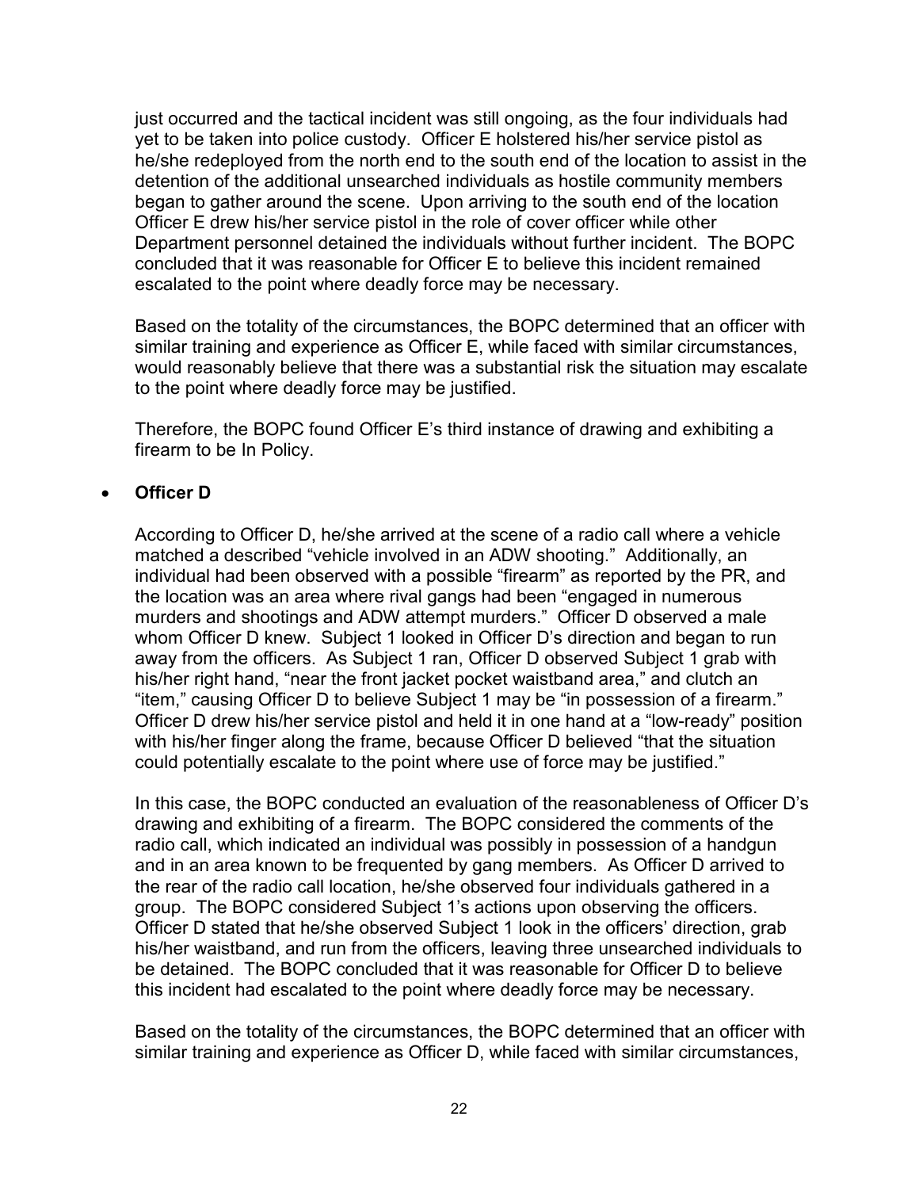just occurred and the tactical incident was still ongoing, as the four individuals had yet to be taken into police custody. Officer E holstered his/her service pistol as he/she redeployed from the north end to the south end of the location to assist in the detention of the additional unsearched individuals as hostile community members began to gather around the scene. Upon arriving to the south end of the location Officer E drew his/her service pistol in the role of cover officer while other Department personnel detained the individuals without further incident. The BOPC concluded that it was reasonable for Officer E to believe this incident remained escalated to the point where deadly force may be necessary.

Based on the totality of the circumstances, the BOPC determined that an officer with similar training and experience as Officer E, while faced with similar circumstances, would reasonably believe that there was a substantial risk the situation may escalate to the point where deadly force may be justified.

Therefore, the BOPC found Officer E's third instance of drawing and exhibiting a firearm to be In Policy.

- **Officer D**

According to Officer D, he/she arrived at the scene of a radio call where a vehicle matched a described "vehicle involved in an ADW shooting." Additionally, an individual had been observed with a possible "firearm" as reported by the PR, and the location was an area where rival gangs had been "engaged in numerous murders and shootings and ADW attempt murders." Officer D observed a male whom Officer D knew. Subject 1 looked in Officer D's direction and began to run away from the officers. As Subject 1 ran, Officer D observed Subject 1 grab with his/her right hand, "near the front jacket pocket waistband area," and clutch an "item," causing Officer D to believe Subject 1 may be "in possession of a firearm." Officer D drew his/her service pistol and held it in one hand at a "low-ready" position with his/her finger along the frame, because Officer D believed "that the situation could potentially escalate to the point where use of force may be justified."

In this case, the BOPC conducted an evaluation of the reasonableness of Officer D's drawing and exhibiting of a firearm. The BOPC considered the comments of the radio call, which indicated an individual was possibly in possession of a handgun and in an area known to be frequented by gang members. As Officer D arrived to the rear of the radio call location, he/she observed four individuals gathered in a group. The BOPC considered Subject 1's actions upon observing the officers. Officer D stated that he/she observed Subject 1 look in the officers' direction, grab his/her waistband, and run from the officers, leaving three unsearched individuals to be detained. The BOPC concluded that it was reasonable for Officer D to believe this incident had escalated to the point where deadly force may be necessary.

Based on the totality of the circumstances, the BOPC determined that an officer with similar training and experience as Officer D, while faced with similar circumstances,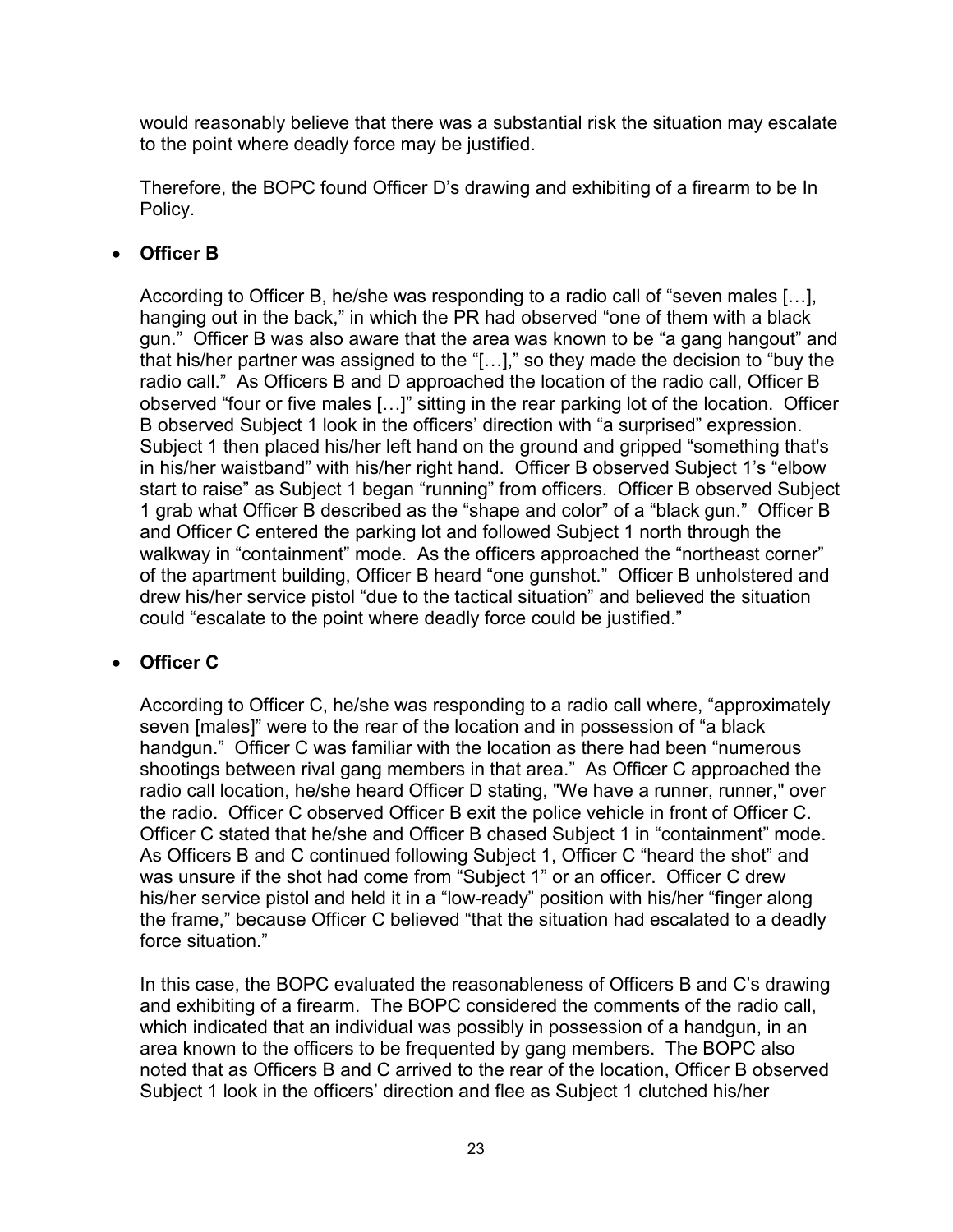would reasonably believe that there was a substantial risk the situation may escalate to the point where deadly force may be justified.

Therefore, the BOPC found Officer D's drawing and exhibiting of a firearm to be In Policy.

- **Officer B**

  According to Officer B, he/she was responding to a radio call of "seven males […], hanging out in the back," in which the PR had observed "one of them with a black gun." Officer B was also aware that the area was known to be "a gang hangout" and that his/her partner was assigned to the "[…]," so they made the decision to "buy the radio call." As Officers B and D approached the location of the radio call, Officer B observed "four or five males […]" sitting in the rear parking lot of the location. Officer B observed Subject 1 look in the officers' direction with "a surprised" expression. Subject 1 then placed his/her left hand on the ground and gripped "something that's in his/her waistband" with his/her right hand. Officer B observed Subject 1's "elbow start to raise" as Subject 1 began "running" from officers. Officer B observed Subject 1 grab what Officer B described as the "shape and color" of a "black gun." Officer B and Officer C entered the parking lot and followed Subject 1 north through the walkway in "containment" mode. As the officers approached the "northeast corner" of the apartment building, Officer B heard "one gunshot." Officer B unholstered and drew his/her service pistol "due to the tactical situation" and believed the situation could "escalate to the point where deadly force could be justified."

- **Officer C**

  According to Officer C, he/she was responding to a radio call where, "approximately seven [males]" were to the rear of the location and in possession of "a black handgun." Officer C was familiar with the location as there had been "numerous shootings between rival gang members in that area." As Officer C approached the radio call location, he/she heard Officer D stating, "We have a runner, runner," over the radio. Officer C observed Officer B exit the police vehicle in front of Officer C. Officer C stated that he/she and Officer B chased Subject 1 in "containment" mode. As Officers B and C continued following Subject 1, Officer C "heard the shot" and was unsure if the shot had come from "Subject 1" or an officer. Officer C drew his/her service pistol and held it in a "low-ready" position with his/her "finger along the frame," because Officer C believed "that the situation had escalated to a deadly force situation."

  In this case, the BOPC evaluated the reasonableness of Officers B and C's drawing and exhibiting of a firearm. The BOPC considered the comments of the radio call, which indicated that an individual was possibly in possession of a handgun, in an area known to the officers to be frequented by gang members. The BOPC also noted that as Officers B and C arrived to the rear of the location, Officer B observed Subject 1 look in the officers' direction and flee as Subject 1 clutched his/her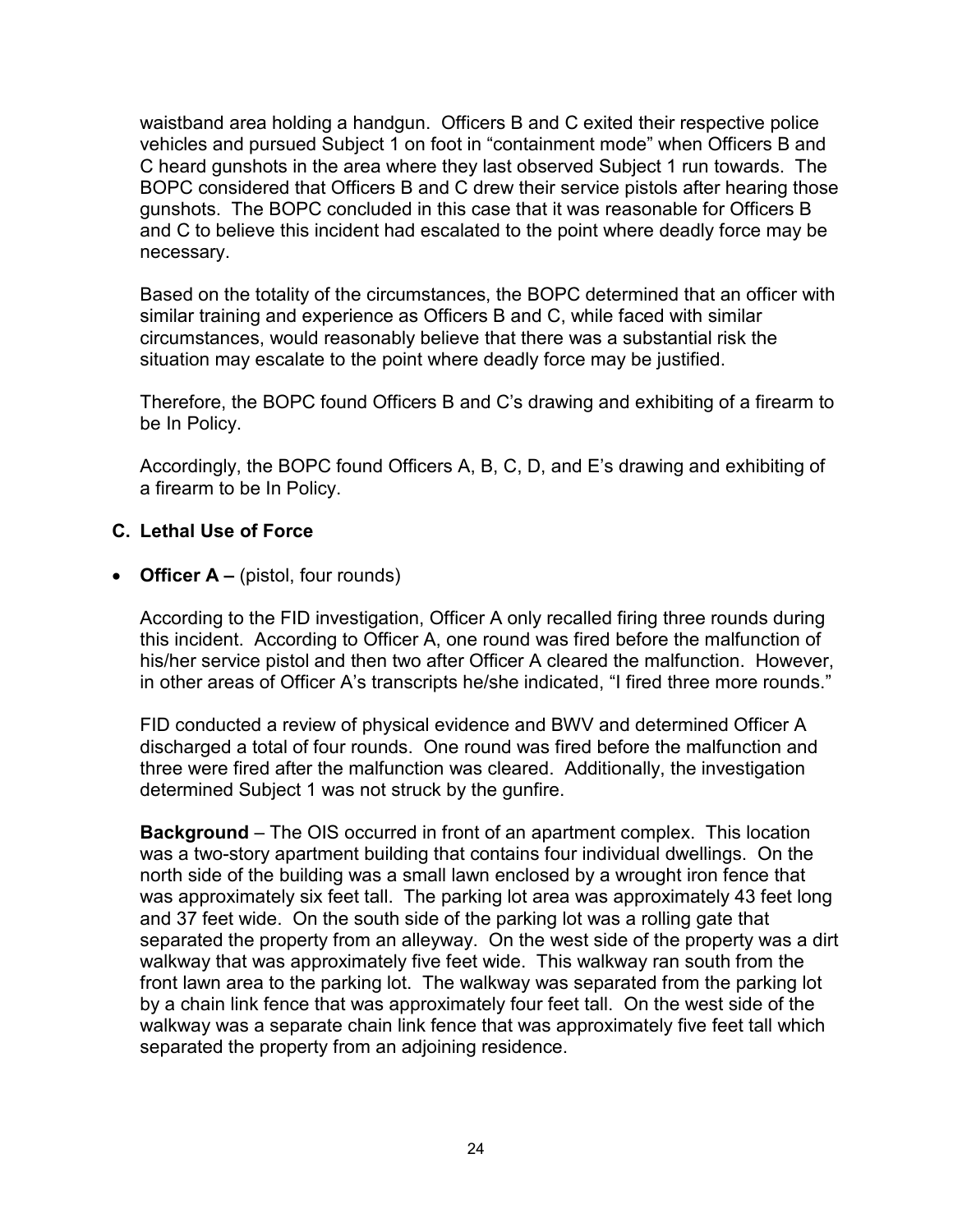waistband area holding a handgun. Officers B and C exited their respective police vehicles and pursued Subject 1 on foot in "containment mode" when Officers B and C heard gunshots in the area where they last observed Subject 1 run towards. The BOPC considered that Officers B and C drew their service pistols after hearing those gunshots. The BOPC concluded in this case that it was reasonable for Officers B and C to believe this incident had escalated to the point where deadly force may be necessary.

Based on the totality of the circumstances, the BOPC determined that an officer with similar training and experience as Officers B and C, while faced with similar circumstances, would reasonably believe that there was a substantial risk the situation may escalate to the point where deadly force may be justified.

Therefore, the BOPC found Officers B and C's drawing and exhibiting of a firearm to be In Policy.

Accordingly, the BOPC found Officers A, B, C, D, and E's drawing and exhibiting of a firearm to be In Policy.

### C. Lethal Use of Force

- **Officer A –** (pistol, four rounds)

According to the FID investigation, Officer A only recalled firing three rounds during this incident. According to Officer A, one round was fired before the malfunction of his/her service pistol and then two after Officer A cleared the malfunction. However, in other areas of Officer A's transcripts he/she indicated, "I fired three more rounds."

FID conducted a review of physical evidence and BWV and determined Officer A discharged a total of four rounds. One round was fired before the malfunction and three were fired after the malfunction was cleared. Additionally, the investigation determined Subject 1 was not struck by the gunfire.

**Background** – The OIS occurred in front of an apartment complex. This location was a two-story apartment building that contains four individual dwellings. On the north side of the building was a small lawn enclosed by a wrought iron fence that was approximately six feet tall. The parking lot area was approximately 43 feet long and 37 feet wide. On the south side of the parking lot was a rolling gate that separated the property from an alleyway. On the west side of the property was a dirt walkway that was approximately five feet wide. This walkway ran south from the front lawn area to the parking lot. The walkway was separated from the parking lot by a chain link fence that was approximately four feet tall. On the west side of the walkway was a separate chain link fence that was approximately five feet tall which separated the property from an adjoining residence.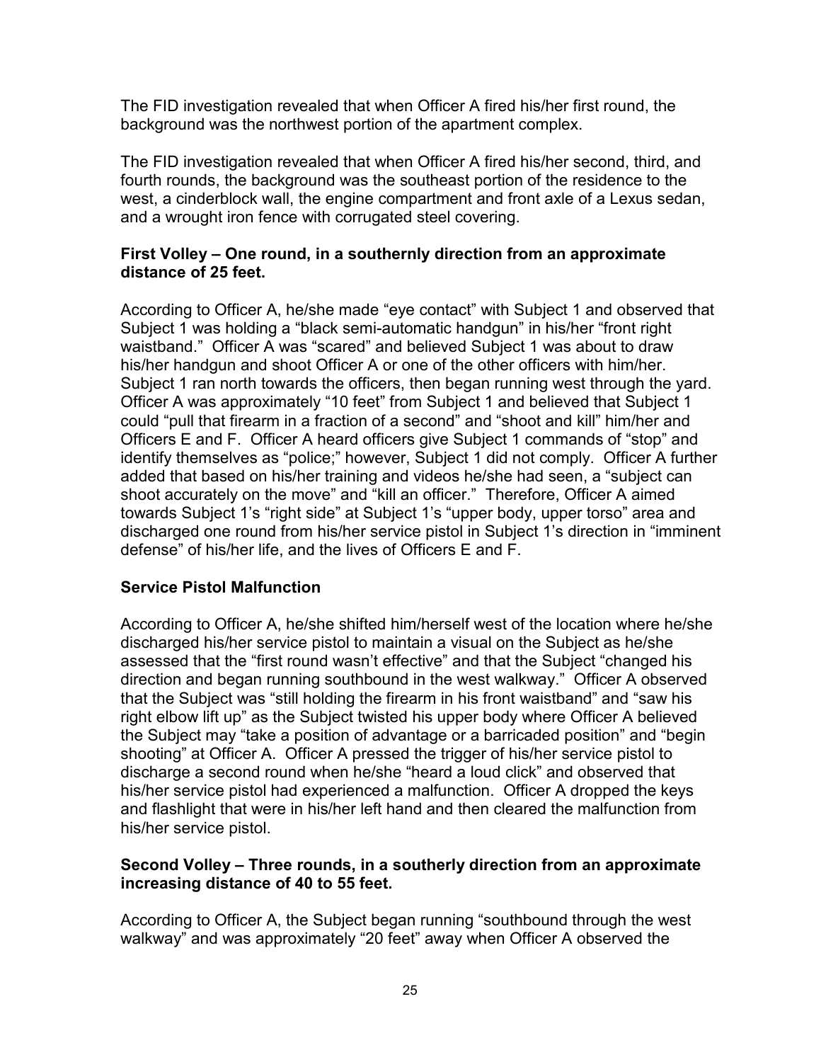The FID investigation revealed that when Officer A fired his/her first round, the background was the northwest portion of the apartment complex.

The FID investigation revealed that when Officer A fired his/her second, third, and fourth rounds, the background was the southeast portion of the residence to the west, a cinderblock wall, the engine compartment and front axle of a Lexus sedan, and a wrought iron fence with corrugated steel covering.

**First Volley – One round, in a southernly direction from an approximate distance of 25 feet.**

According to Officer A, he/she made "eye contact" with Subject 1 and observed that Subject 1 was holding a "black semi-automatic handgun" in his/her "front right waistband." Officer A was "scared" and believed Subject 1 was about to draw his/her handgun and shoot Officer A or one of the other officers with him/her. Subject 1 ran north towards the officers, then began running west through the yard. Officer A was approximately "10 feet" from Subject 1 and believed that Subject 1 could "pull that firearm in a fraction of a second" and "shoot and kill" him/her and Officers E and F. Officer A heard officers give Subject 1 commands of "stop" and identify themselves as "police;" however, Subject 1 did not comply. Officer A further added that based on his/her training and videos he/she had seen, a "subject can shoot accurately on the move" and "kill an officer." Therefore, Officer A aimed towards Subject 1's "right side" at Subject 1's "upper body, upper torso" area and discharged one round from his/her service pistol in Subject 1's direction in "imminent defense" of his/her life, and the lives of Officers E and F.

**Service Pistol Malfunction**

According to Officer A, he/she shifted him/herself west of the location where he/she discharged his/her service pistol to maintain a visual on the Subject as he/she assessed that the "first round wasn't effective" and that the Subject "changed his direction and began running southbound in the west walkway." Officer A observed that the Subject was "still holding the firearm in his front waistband" and "saw his right elbow lift up" as the Subject twisted his upper body where Officer A believed the Subject may "take a position of advantage or a barricaded position" and "begin shooting" at Officer A. Officer A pressed the trigger of his/her service pistol to discharge a second round when he/she "heard a loud click" and observed that his/her service pistol had experienced a malfunction. Officer A dropped the keys and flashlight that were in his/her left hand and then cleared the malfunction from his/her service pistol.

**Second Volley – Three rounds, in a southerly direction from an approximate increasing distance of 40 to 55 feet.**

According to Officer A, the Subject began running "southbound through the west walkway" and was approximately "20 feet" away when Officer A observed the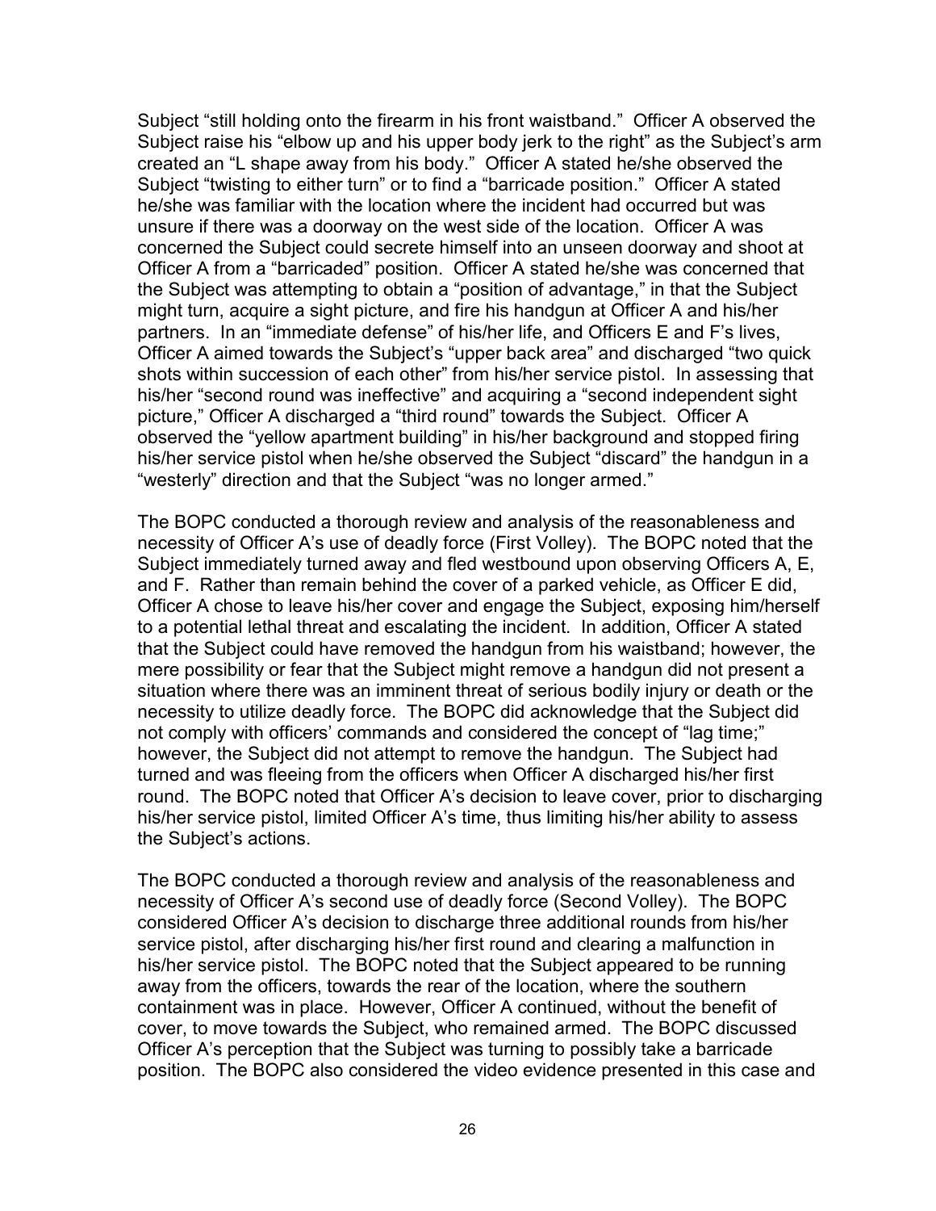Subject "still holding onto the firearm in his front waistband." Officer A observed the Subject raise his "elbow up and his upper body jerk to the right" as the Subject's arm created an "L shape away from his body." Officer A stated he/she observed the Subject "twisting to either turn" or to find a "barricade position." Officer A stated he/she was familiar with the location where the incident had occurred but was unsure if there was a doorway on the west side of the location. Officer A was concerned the Subject could secrete himself into an unseen doorway and shoot at Officer A from a "barricaded" position. Officer A stated he/she was concerned that the Subject was attempting to obtain a "position of advantage," in that the Subject might turn, acquire a sight picture, and fire his handgun at Officer A and his/her partners. In an "immediate defense" of his/her life, and Officers E and F's lives, Officer A aimed towards the Subject's "upper back area" and discharged "two quick shots within succession of each other" from his/her service pistol. In assessing that his/her "second round was ineffective" and acquiring a "second independent sight picture," Officer A discharged a "third round" towards the Subject. Officer A observed the "yellow apartment building" in his/her background and stopped firing his/her service pistol when he/she observed the Subject "discard" the handgun in a "westerly" direction and that the Subject "was no longer armed."

The BOPC conducted a thorough review and analysis of the reasonableness and necessity of Officer A's use of deadly force (First Volley). The BOPC noted that the Subject immediately turned away and fled westbound upon observing Officers A, E, and F. Rather than remain behind the cover of a parked vehicle, as Officer E did, Officer A chose to leave his/her cover and engage the Subject, exposing him/herself to a potential lethal threat and escalating the incident. In addition, Officer A stated that the Subject could have removed the handgun from his waistband; however, the mere possibility or fear that the Subject might remove a handgun did not present a situation where there was an imminent threat of serious bodily injury or death or the necessity to utilize deadly force. The BOPC did acknowledge that the Subject did not comply with officers' commands and considered the concept of "lag time;" however, the Subject did not attempt to remove the handgun. The Subject had turned and was fleeing from the officers when Officer A discharged his/her first round. The BOPC noted that Officer A's decision to leave cover, prior to discharging his/her service pistol, limited Officer A's time, thus limiting his/her ability to assess the Subject's actions.

The BOPC conducted a thorough review and analysis of the reasonableness and necessity of Officer A's second use of deadly force (Second Volley). The BOPC considered Officer A's decision to discharge three additional rounds from his/her service pistol, after discharging his/her first round and clearing a malfunction in his/her service pistol. The BOPC noted that the Subject appeared to be running away from the officers, towards the rear of the location, where the southern containment was in place. However, Officer A continued, without the benefit of cover, to move towards the Subject, who remained armed. The BOPC discussed Officer A's perception that the Subject was turning to possibly take a barricade position. The BOPC also considered the video evidence presented in this case and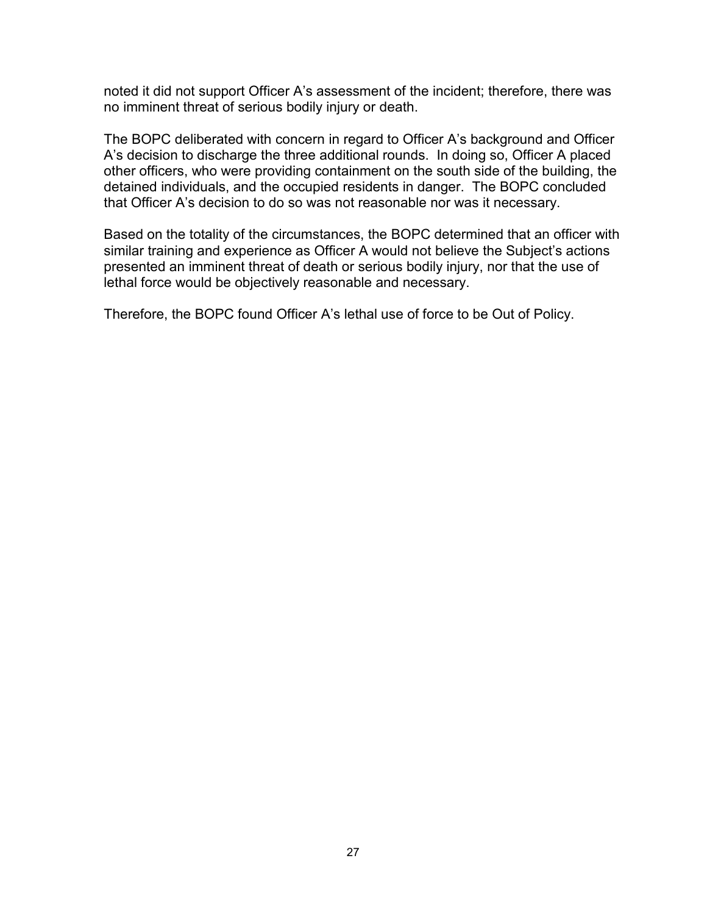noted it did not support Officer A's assessment of the incident; therefore, there was no imminent threat of serious bodily injury or death.

The BOPC deliberated with concern in regard to Officer A's background and Officer A's decision to discharge the three additional rounds. In doing so, Officer A placed other officers, who were providing containment on the south side of the building, the detained individuals, and the occupied residents in danger. The BOPC concluded that Officer A's decision to do so was not reasonable nor was it necessary.

Based on the totality of the circumstances, the BOPC determined that an officer with similar training and experience as Officer A would not believe the Subject's actions presented an imminent threat of death or serious bodily injury, nor that the use of lethal force would be objectively reasonable and necessary.

Therefore, the BOPC found Officer A's lethal use of force to be Out of Policy.